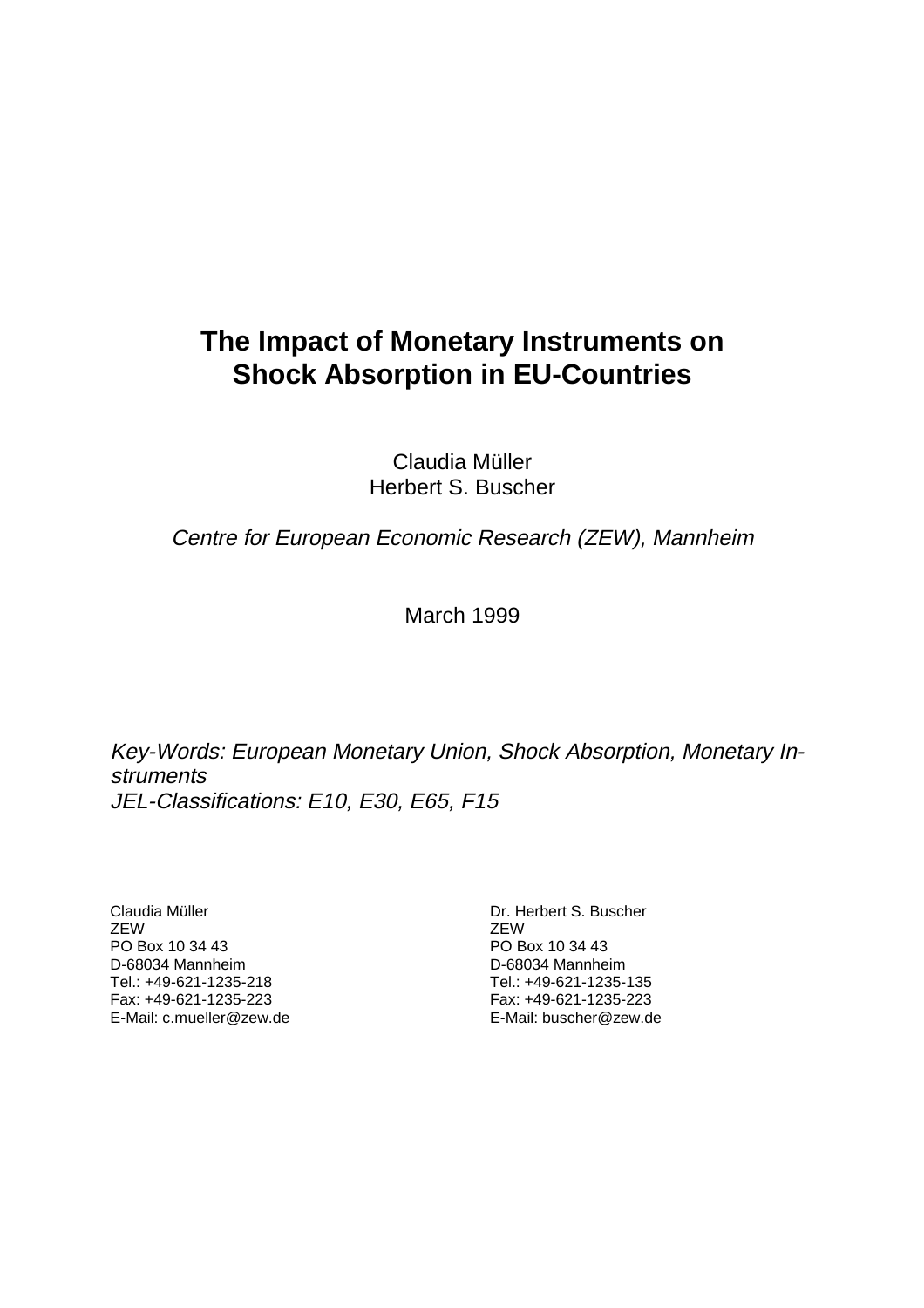# The Impact of Monetary Instruments on Shock Absorption in EU-Countries

Claudia Müller
Herbert S. Buscher

*Centre for European Economic Research (ZEW), Mannheim*

March 1999

*Key-Words: European Monetary Union, Shock Absorption, Monetary Instruments*
*JEL-Classifications: E10, E30, E65, F15*

Claudia Müller
ZEW
PO Box 10 34 43
D-68034 Mannheim
Tel.: +49-621-1235-218
Fax: +49-621-1235-223
E-Mail: c.mueller@zew.de

Dr. Herbert S. Buscher
ZEW
PO Box 10 34 43
D-68034 Mannheim
Tel.: +49-621-1235-135
Fax: +49-621-1235-223
E-Mail: buscher@zew.de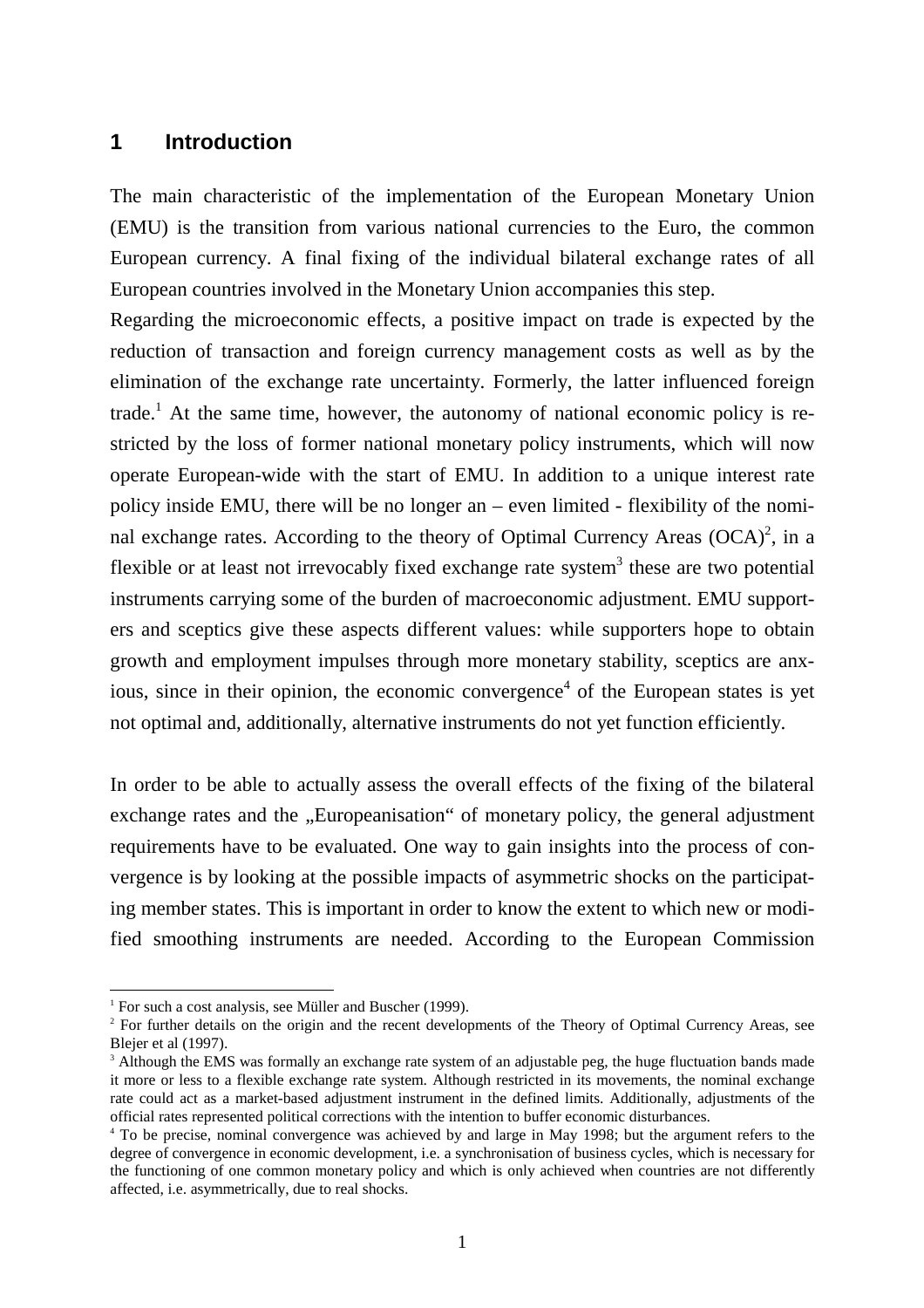# 1 Introduction

The main characteristic of the implementation of the European Monetary Union (EMU) is the transition from various national currencies to the Euro, the common European currency. A final fixing of the individual bilateral exchange rates of all European countries involved in the Monetary Union accompanies this step.

Regarding the microeconomic effects, a positive impact on trade is expected by the reduction of transaction and foreign currency management costs as well as by the elimination of the exchange rate uncertainty. Formerly, the latter influenced foreign trade.[1] At the same time, however, the autonomy of national economic policy is restricted by the loss of former national monetary policy instruments, which will now operate European-wide with the start of EMU. In addition to a unique interest rate policy inside EMU, there will be no longer an – even limited - flexibility of the nominal exchange rates. According to the theory of Optimal Currency Areas (OCA)[2], in a flexible or at least not irrevocably fixed exchange rate system[3] these are two potential instruments carrying some of the burden of macroeconomic adjustment. EMU supporters and sceptics give these aspects different values: while supporters hope to obtain growth and employment impulses through more monetary stability, sceptics are anxious, since in their opinion, the economic convergence[4] of the European states is yet not optimal and, additionally, alternative instruments do not yet function efficiently.

In order to be able to actually assess the overall effects of the fixing of the bilateral exchange rates and the „Europeanisation" of monetary policy, the general adjustment requirements have to be evaluated. One way to gain insights into the process of convergence is by looking at the possible impacts of asymmetric shocks on the participating member states. This is important in order to know the extent to which new or modified smoothing instruments are needed. According to the European Commission

---

[1] For such a cost analysis, see Müller and Buscher (1999).

[2] For further details on the origin and the recent developments of the Theory of Optimal Currency Areas, see Blejer et al (1997).

[3] Although the EMS was formally an exchange rate system of an adjustable peg, the huge fluctuation bands made it more or less to a flexible exchange rate system. Although restricted in its movements, the nominal exchange rate could act as a market-based adjustment instrument in the defined limits. Additionally, adjustments of the official rates represented political corrections with the intention to buffer economic disturbances.

[4] To be precise, nominal convergence was achieved by and large in May 1998; but the argument refers to the degree of convergence in economic development, i.e. a synchronisation of business cycles, which is necessary for the functioning of one common monetary policy and which is only achieved when countries are not differently affected, i.e. asymmetrically, due to real shocks.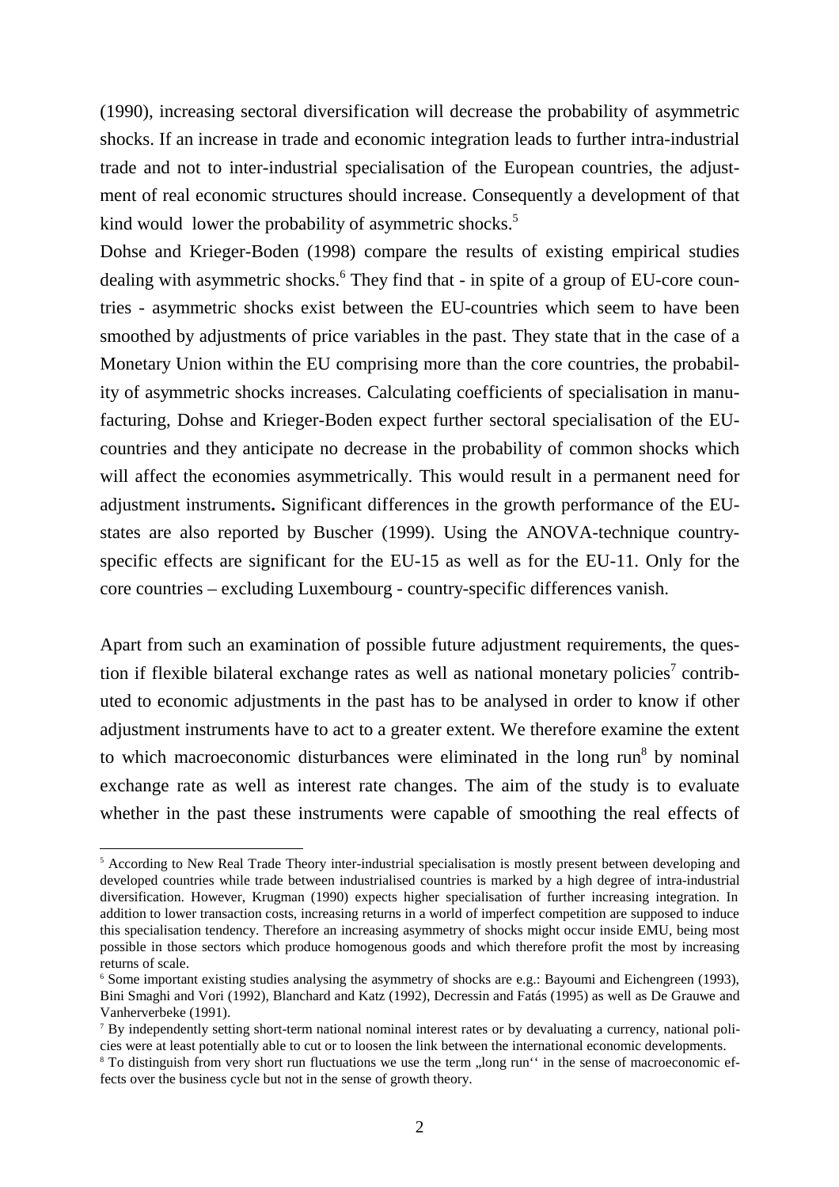(1990), increasing sectoral diversification will decrease the probability of asymmetric shocks. If an increase in trade and economic integration leads to further intra-industrial trade and not to inter-industrial specialisation of the European countries, the adjustment of real economic structures should increase. Consequently a development of that kind would lower the probability of asymmetric shocks.[5]

Dohse and Krieger-Boden (1998) compare the results of existing empirical studies dealing with asymmetric shocks.[6] They find that - in spite of a group of EU-core countries - asymmetric shocks exist between the EU-countries which seem to have been smoothed by adjustments of price variables in the past. They state that in the case of a Monetary Union within the EU comprising more than the core countries, the probability of asymmetric shocks increases. Calculating coefficients of specialisation in manufacturing, Dohse and Krieger-Boden expect further sectoral specialisation of the EU-countries and they anticipate no decrease in the probability of common shocks which will affect the economies asymmetrically. This would result in a permanent need for adjustment instruments**.** Significant differences in the growth performance of the EU-states are also reported by Buscher (1999). Using the ANOVA-technique country-specific effects are significant for the EU-15 as well as for the EU-11. Only for the core countries – excluding Luxembourg - country-specific differences vanish.

Apart from such an examination of possible future adjustment requirements, the question if flexible bilateral exchange rates as well as national monetary policies[7] contributed to economic adjustments in the past has to be analysed in order to know if other adjustment instruments have to act to a greater extent. We therefore examine the extent to which macroeconomic disturbances were eliminated in the long run[8] by nominal exchange rate as well as interest rate changes. The aim of the study is to evaluate whether in the past these instruments were capable of smoothing the real effects of

---

[5] According to New Real Trade Theory inter-industrial specialisation is mostly present between developing and developed countries while trade between industrialised countries is marked by a high degree of intra-industrial diversification. However, Krugman (1990) expects higher specialisation of further increasing integration. In addition to lower transaction costs, increasing returns in a world of imperfect competition are supposed to induce this specialisation tendency. Therefore an increasing asymmetry of shocks might occur inside EMU, being most possible in those sectors which produce homogenous goods and which therefore profit the most by increasing returns of scale.

[6] Some important existing studies analysing the asymmetry of shocks are e.g.: Bayoumi and Eichengreen (1993), Bini Smaghi and Vori (1992), Blanchard and Katz (1992), Decressin and Fatás (1995) as well as De Grauwe and Vanherverbeke (1991).

[7] By independently setting short-term national nominal interest rates or by devaluating a currency, national policies were at least potentially able to cut or to loosen the link between the international economic developments.

[8] To distinguish from very short run fluctuations we use the term „long run'' in the sense of macroeconomic effects over the business cycle but not in the sense of growth theory.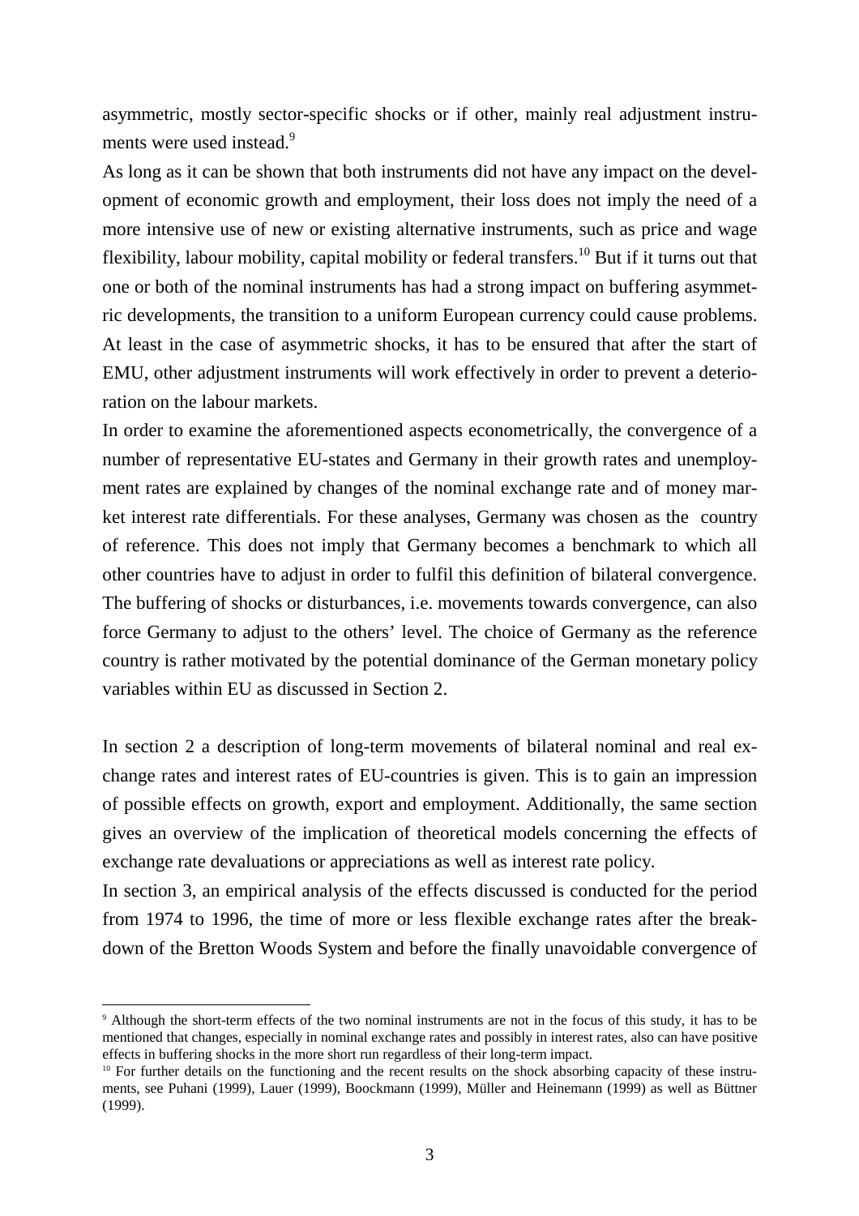asymmetric, mostly sector-specific shocks or if other, mainly real adjustment instruments were used instead.[9]

As long as it can be shown that both instruments did not have any impact on the development of economic growth and employment, their loss does not imply the need of a more intensive use of new or existing alternative instruments, such as price and wage flexibility, labour mobility, capital mobility or federal transfers.[10] But if it turns out that one or both of the nominal instruments has had a strong impact on buffering asymmetric developments, the transition to a uniform European currency could cause problems. At least in the case of asymmetric shocks, it has to be ensured that after the start of EMU, other adjustment instruments will work effectively in order to prevent a deterioration on the labour markets.

In order to examine the aforementioned aspects econometrically, the convergence of a number of representative EU-states and Germany in their growth rates and unemployment rates are explained by changes of the nominal exchange rate and of money market interest rate differentials. For these analyses, Germany was chosen as the country of reference. This does not imply that Germany becomes a benchmark to which all other countries have to adjust in order to fulfil this definition of bilateral convergence. The buffering of shocks or disturbances, i.e. movements towards convergence, can also force Germany to adjust to the others' level. The choice of Germany as the reference country is rather motivated by the potential dominance of the German monetary policy variables within EU as discussed in Section 2.

In section 2 a description of long-term movements of bilateral nominal and real exchange rates and interest rates of EU-countries is given. This is to gain an impression of possible effects on growth, export and employment. Additionally, the same section gives an overview of the implication of theoretical models concerning the effects of exchange rate devaluations or appreciations as well as interest rate policy.

In section 3, an empirical analysis of the effects discussed is conducted for the period from 1974 to 1996, the time of more or less flexible exchange rates after the breakdown of the Bretton Woods System and before the finally unavoidable convergence of

---

[9] Although the short-term effects of the two nominal instruments are not in the focus of this study, it has to be mentioned that changes, especially in nominal exchange rates and possibly in interest rates, also can have positive effects in buffering shocks in the more short run regardless of their long-term impact.

[10] For further details on the functioning and the recent results on the shock absorbing capacity of these instruments, see Puhani (1999), Lauer (1999), Boockmann (1999), Müller and Heinemann (1999) as well as Büttner (1999).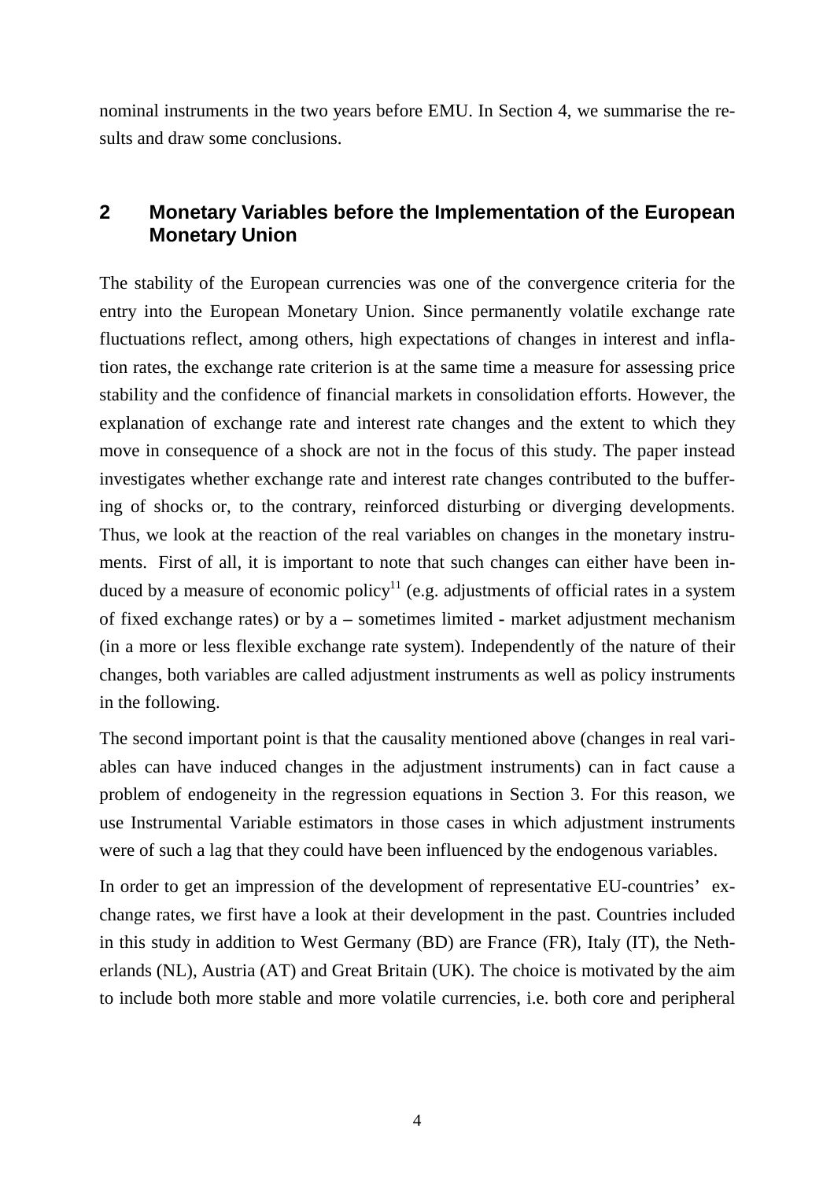nominal instruments in the two years before EMU. In Section 4, we summarise the results and draw some conclusions.

## 2 Monetary Variables before the Implementation of the European Monetary Union

The stability of the European currencies was one of the convergence criteria for the entry into the European Monetary Union. Since permanently volatile exchange rate fluctuations reflect, among others, high expectations of changes in interest and inflation rates, the exchange rate criterion is at the same time a measure for assessing price stability and the confidence of financial markets in consolidation efforts. However, the explanation of exchange rate and interest rate changes and the extent to which they move in consequence of a shock are not in the focus of this study. The paper instead investigates whether exchange rate and interest rate changes contributed to the buffering of shocks or, to the contrary, reinforced disturbing or diverging developments. Thus, we look at the reaction of the real variables on changes in the monetary instruments. First of all, it is important to note that such changes can either have been induced by a measure of economic policy[11] (e.g. adjustments of official rates in a system of fixed exchange rates) or by a – sometimes limited - market adjustment mechanism (in a more or less flexible exchange rate system). Independently of the nature of their changes, both variables are called adjustment instruments as well as policy instruments in the following.

The second important point is that the causality mentioned above (changes in real variables can have induced changes in the adjustment instruments) can in fact cause a problem of endogeneity in the regression equations in Section 3. For this reason, we use Instrumental Variable estimators in those cases in which adjustment instruments were of such a lag that they could have been influenced by the endogenous variables.

In order to get an impression of the development of representative EU-countries' exchange rates, we first have a look at their development in the past. Countries included in this study in addition to West Germany (BD) are France (FR), Italy (IT), the Netherlands (NL), Austria (AT) and Great Britain (UK). The choice is motivated by the aim to include both more stable and more volatile currencies, i.e. both core and peripheral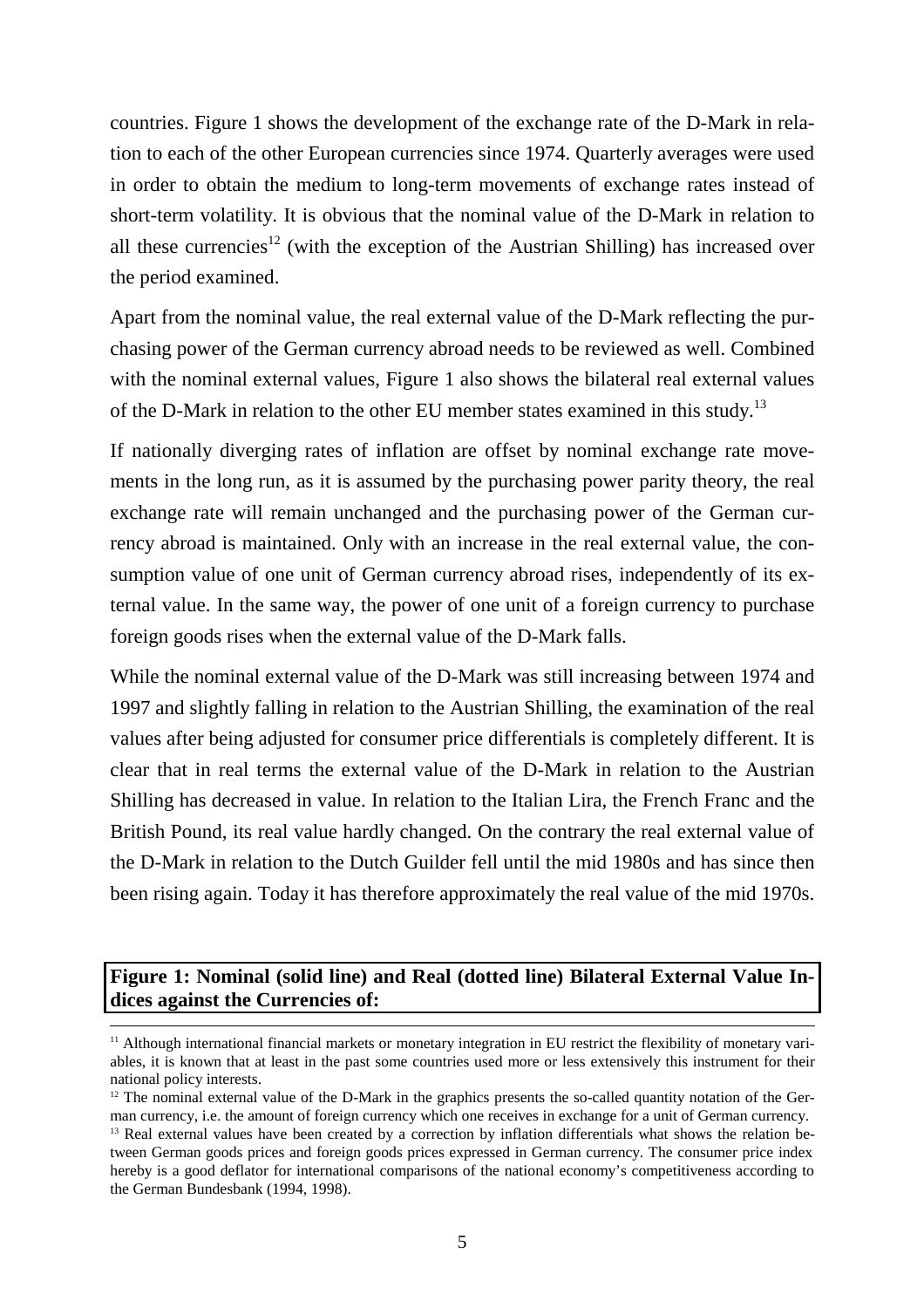countries. Figure 1 shows the development of the exchange rate of the D-Mark in relation to each of the other European currencies since 1974. Quarterly averages were used in order to obtain the medium to long-term movements of exchange rates instead of short-term volatility. It is obvious that the nominal value of the D-Mark in relation to all these currencies[12] (with the exception of the Austrian Shilling) has increased over the period examined.

Apart from the nominal value, the real external value of the D-Mark reflecting the purchasing power of the German currency abroad needs to be reviewed as well. Combined with the nominal external values, Figure 1 also shows the bilateral real external values of the D-Mark in relation to the other EU member states examined in this study.[13]

If nationally diverging rates of inflation are offset by nominal exchange rate movements in the long run, as it is assumed by the purchasing power parity theory, the real exchange rate will remain unchanged and the purchasing power of the German currency abroad is maintained. Only with an increase in the real external value, the consumption value of one unit of German currency abroad rises, independently of its external value. In the same way, the power of one unit of a foreign currency to purchase foreign goods rises when the external value of the D-Mark falls.

While the nominal external value of the D-Mark was still increasing between 1974 and 1997 and slightly falling in relation to the Austrian Shilling, the examination of the real values after being adjusted for consumer price differentials is completely different. It is clear that in real terms the external value of the D-Mark in relation to the Austrian Shilling has decreased in value. In relation to the Italian Lira, the French Franc and the British Pound, its real value hardly changed. On the contrary the real external value of the D-Mark in relation to the Dutch Guilder fell until the mid 1980s and has since then been rising again. Today it has therefore approximately the real value of the mid 1970s.

**Figure 1: Nominal (solid line) and Real (dotted line) Bilateral External Value Indices against the Currencies of:**

[11] Although international financial markets or monetary integration in EU restrict the flexibility of monetary variables, it is known that at least in the past some countries used more or less extensively this instrument for their national policy interests.

[12] The nominal external value of the D-Mark in the graphics presents the so-called quantity notation of the German currency, i.e. the amount of foreign currency which one receives in exchange for a unit of German currency.

[13] Real external values have been created by a correction by inflation differentials what shows the relation between German goods prices and foreign goods prices expressed in German currency. The consumer price index hereby is a good deflator for international comparisons of the national economy's competitiveness according to the German Bundesbank (1994, 1998).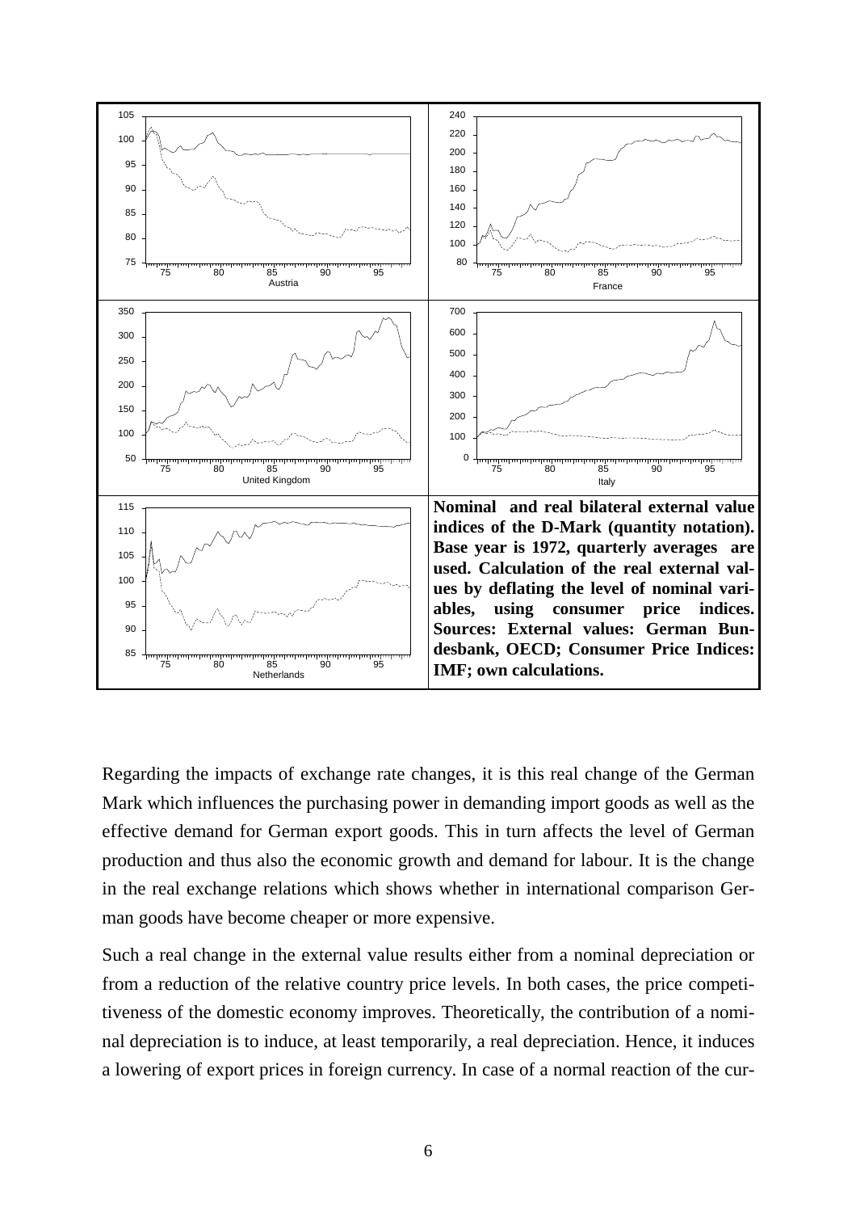**Nominal and real bilateral external value indices of the D-Mark (quantity notation). Base year is 1972, quarterly averages are used. Calculation of the real external values by deflating the level of nominal variables, using consumer price indices. Sources: External values: German Bundesbank, OECD; Consumer Price Indices: IMF; own calculations.**

Regarding the impacts of exchange rate changes, it is this real change of the German Mark which influences the purchasing power in demanding import goods as well as the effective demand for German export goods. This in turn affects the level of German production and thus also the economic growth and demand for labour. It is the change in the real exchange relations which shows whether in international comparison German goods have become cheaper or more expensive.

Such a real change in the external value results either from a nominal depreciation or from a reduction of the relative country price levels. In both cases, the price competitiveness of the domestic economy improves. Theoretically, the contribution of a nominal depreciation is to induce, at least temporarily, a real depreciation. Hence, it induces a lowering of export prices in foreign currency. In case of a normal reaction of the cur-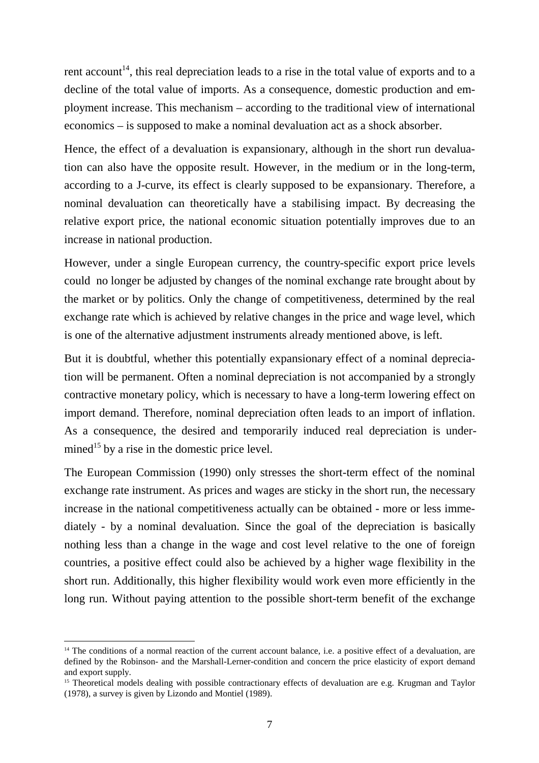rent account[14], this real depreciation leads to a rise in the total value of exports and to a decline of the total value of imports. As a consequence, domestic production and employment increase. This mechanism – according to the traditional view of international economics – is supposed to make a nominal devaluation act as a shock absorber.

Hence, the effect of a devaluation is expansionary, although in the short run devaluation can also have the opposite result. However, in the medium or in the long-term, according to a J-curve, its effect is clearly supposed to be expansionary. Therefore, a nominal devaluation can theoretically have a stabilising impact. By decreasing the relative export price, the national economic situation potentially improves due to an increase in national production.

However, under a single European currency, the country-specific export price levels could no longer be adjusted by changes of the nominal exchange rate brought about by the market or by politics. Only the change of competitiveness, determined by the real exchange rate which is achieved by relative changes in the price and wage level, which is one of the alternative adjustment instruments already mentioned above, is left.

But it is doubtful, whether this potentially expansionary effect of a nominal depreciation will be permanent. Often a nominal depreciation is not accompanied by a strongly contractive monetary policy, which is necessary to have a long-term lowering effect on import demand. Therefore, nominal depreciation often leads to an import of inflation. As a consequence, the desired and temporarily induced real depreciation is undermined[15] by a rise in the domestic price level.

The European Commission (1990) only stresses the short-term effect of the nominal exchange rate instrument. As prices and wages are sticky in the short run, the necessary increase in the national competitiveness actually can be obtained - more or less immediately - by a nominal devaluation. Since the goal of the depreciation is basically nothing less than a change in the wage and cost level relative to the one of foreign countries, a positive effect could also be achieved by a higher wage flexibility in the short run. Additionally, this higher flexibility would work even more efficiently in the long run. Without paying attention to the possible short-term benefit of the exchange

---

[14] The conditions of a normal reaction of the current account balance, i.e. a positive effect of a devaluation, are defined by the Robinson- and the Marshall-Lerner-condition and concern the price elasticity of export demand and export supply.

[15] Theoretical models dealing with possible contractionary effects of devaluation are e.g. Krugman and Taylor (1978), a survey is given by Lizondo and Montiel (1989).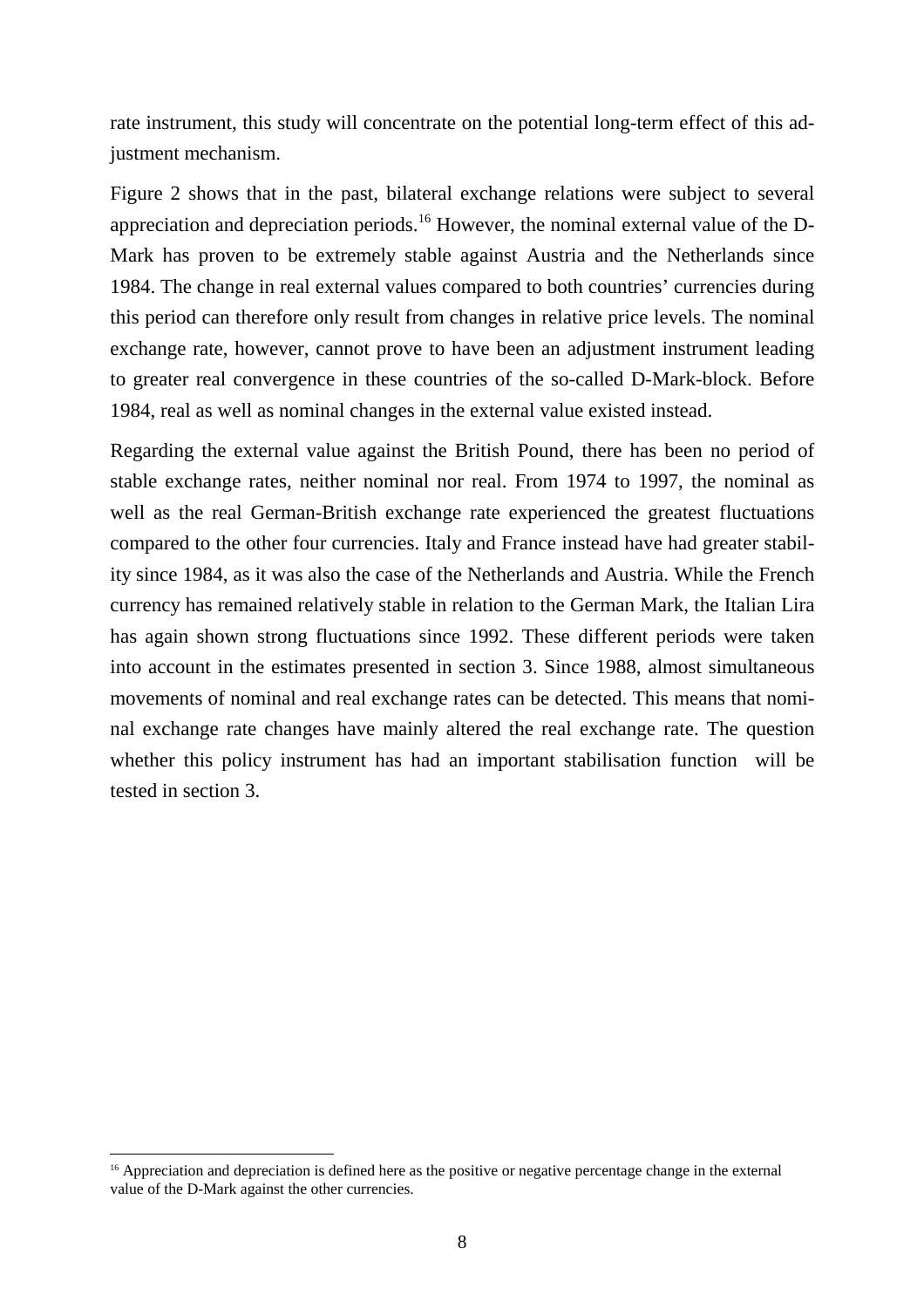rate instrument, this study will concentrate on the potential long-term effect of this adjustment mechanism.

Figure 2 shows that in the past, bilateral exchange relations were subject to several appreciation and depreciation periods.[16] However, the nominal external value of the D-Mark has proven to be extremely stable against Austria and the Netherlands since 1984. The change in real external values compared to both countries' currencies during this period can therefore only result from changes in relative price levels. The nominal exchange rate, however, cannot prove to have been an adjustment instrument leading to greater real convergence in these countries of the so-called D-Mark-block. Before 1984, real as well as nominal changes in the external value existed instead.

Regarding the external value against the British Pound, there has been no period of stable exchange rates, neither nominal nor real. From 1974 to 1997, the nominal as well as the real German-British exchange rate experienced the greatest fluctuations compared to the other four currencies. Italy and France instead have had greater stability since 1984, as it was also the case of the Netherlands and Austria. While the French currency has remained relatively stable in relation to the German Mark, the Italian Lira has again shown strong fluctuations since 1992. These different periods were taken into account in the estimates presented in section 3. Since 1988, almost simultaneous movements of nominal and real exchange rates can be detected. This means that nominal exchange rate changes have mainly altered the real exchange rate. The question whether this policy instrument has had an important stabilisation function will be tested in section 3.

[16] Appreciation and depreciation is defined here as the positive or negative percentage change in the external value of the D-Mark against the other currencies.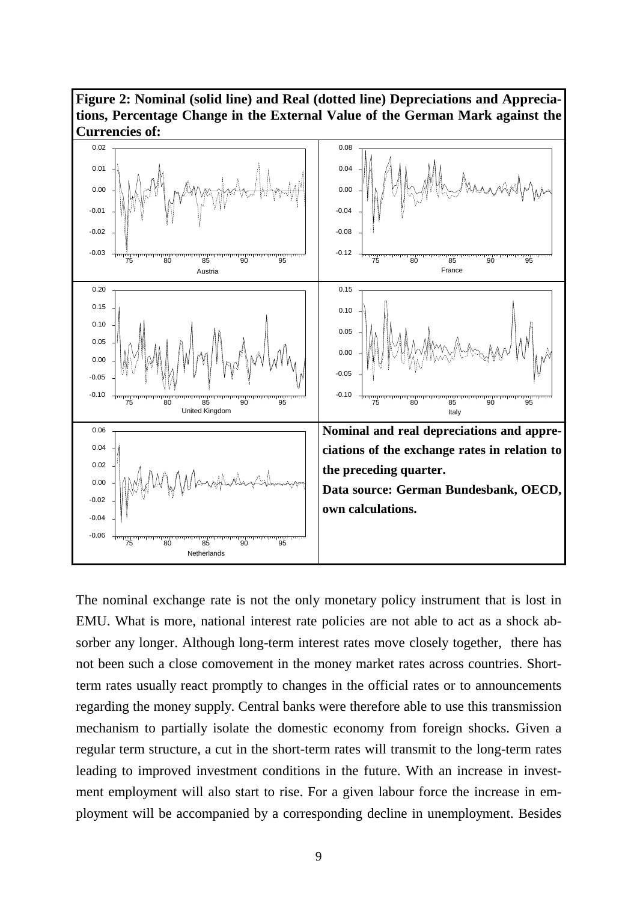**Figure 2: Nominal (solid line) and Real (dotted line) Depreciations and Appreciations, Percentage Change in the External Value of the German Mark against the Currencies of:**

**Nominal and real depreciations and appreciations of the exchange rates in relation to the preceding quarter.**

**Data source: German Bundesbank, OECD, own calculations.**

The nominal exchange rate is not the only monetary policy instrument that is lost in EMU. What is more, national interest rate policies are not able to act as a shock absorber any longer. Although long-term interest rates move closely together, there has not been such a close comovement in the money market rates across countries. Short-term rates usually react promptly to changes in the official rates or to announcements regarding the money supply. Central banks were therefore able to use this transmission mechanism to partially isolate the domestic economy from foreign shocks. Given a regular term structure, a cut in the short-term rates will transmit to the long-term rates leading to improved investment conditions in the future. With an increase in investment employment will also start to rise. For a given labour force the increase in employment will be accompanied by a corresponding decline in unemployment. Besides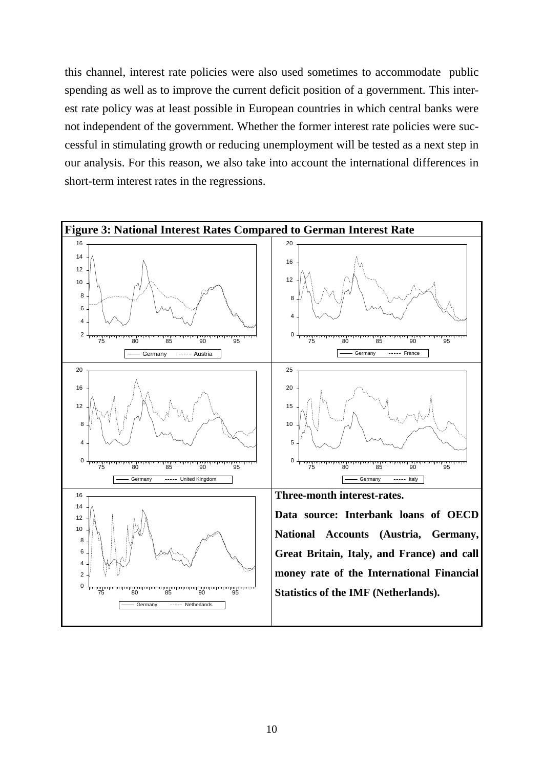this channel, interest rate policies were also used sometimes to accommodate public spending as well as to improve the current deficit position of a government. This interest rate policy was at least possible in European countries in which central banks were not independent of the government. Whether the former interest rate policies were successful in stimulating growth or reducing unemployment will be tested as a next step in our analysis. For this reason, we also take into account the international differences in short-term interest rates in the regressions.

**Figure 3: National Interest Rates Compared to German Interest Rate**

**Three-month interest-rates.**

**Data source: Interbank loans of OECD National Accounts (Austria, Germany, Great Britain, Italy, and France) and call money rate of the International Financial Statistics of the IMF (Netherlands).**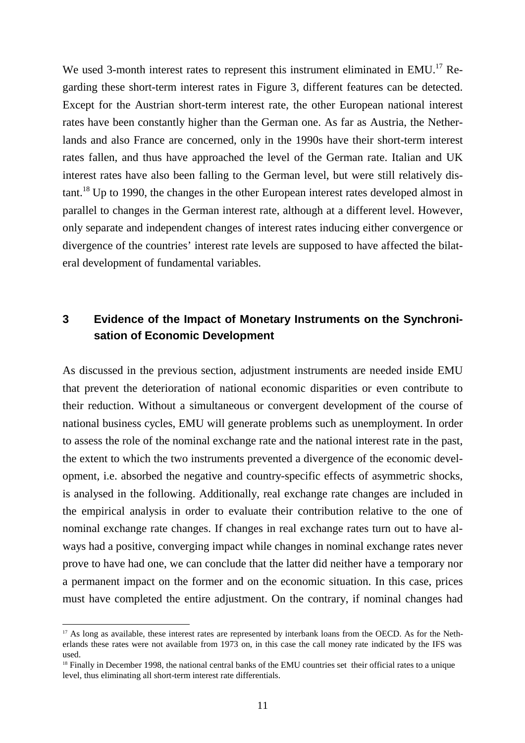We used 3-month interest rates to represent this instrument eliminated in EMU.[17] Regarding these short-term interest rates in Figure 3, different features can be detected. Except for the Austrian short-term interest rate, the other European national interest rates have been constantly higher than the German one. As far as Austria, the Netherlands and also France are concerned, only in the 1990s have their short-term interest rates fallen, and thus have approached the level of the German rate. Italian and UK interest rates have also been falling to the German level, but were still relatively distant.[18] Up to 1990, the changes in the other European interest rates developed almost in parallel to changes in the German interest rate, although at a different level. However, only separate and independent changes of interest rates inducing either convergence or divergence of the countries' interest rate levels are supposed to have affected the bilateral development of fundamental variables.

## 3 Evidence of the Impact of Monetary Instruments on the Synchronisation of Economic Development

As discussed in the previous section, adjustment instruments are needed inside EMU that prevent the deterioration of national economic disparities or even contribute to their reduction. Without a simultaneous or convergent development of the course of national business cycles, EMU will generate problems such as unemployment. In order to assess the role of the nominal exchange rate and the national interest rate in the past, the extent to which the two instruments prevented a divergence of the economic development, i.e. absorbed the negative and country-specific effects of asymmetric shocks, is analysed in the following. Additionally, real exchange rate changes are included in the empirical analysis in order to evaluate their contribution relative to the one of nominal exchange rate changes. If changes in real exchange rates turn out to have always had a positive, converging impact while changes in nominal exchange rates never prove to have had one, we can conclude that the latter did neither have a temporary nor a permanent impact on the former and on the economic situation. In this case, prices must have completed the entire adjustment. On the contrary, if nominal changes had

[17] As long as available, these interest rates are represented by interbank loans from the OECD. As for the Netherlands these rates were not available from 1973 on, in this case the call money rate indicated by the IFS was used.

[18] Finally in December 1998, the national central banks of the EMU countries set their official rates to a unique level, thus eliminating all short-term interest rate differentials.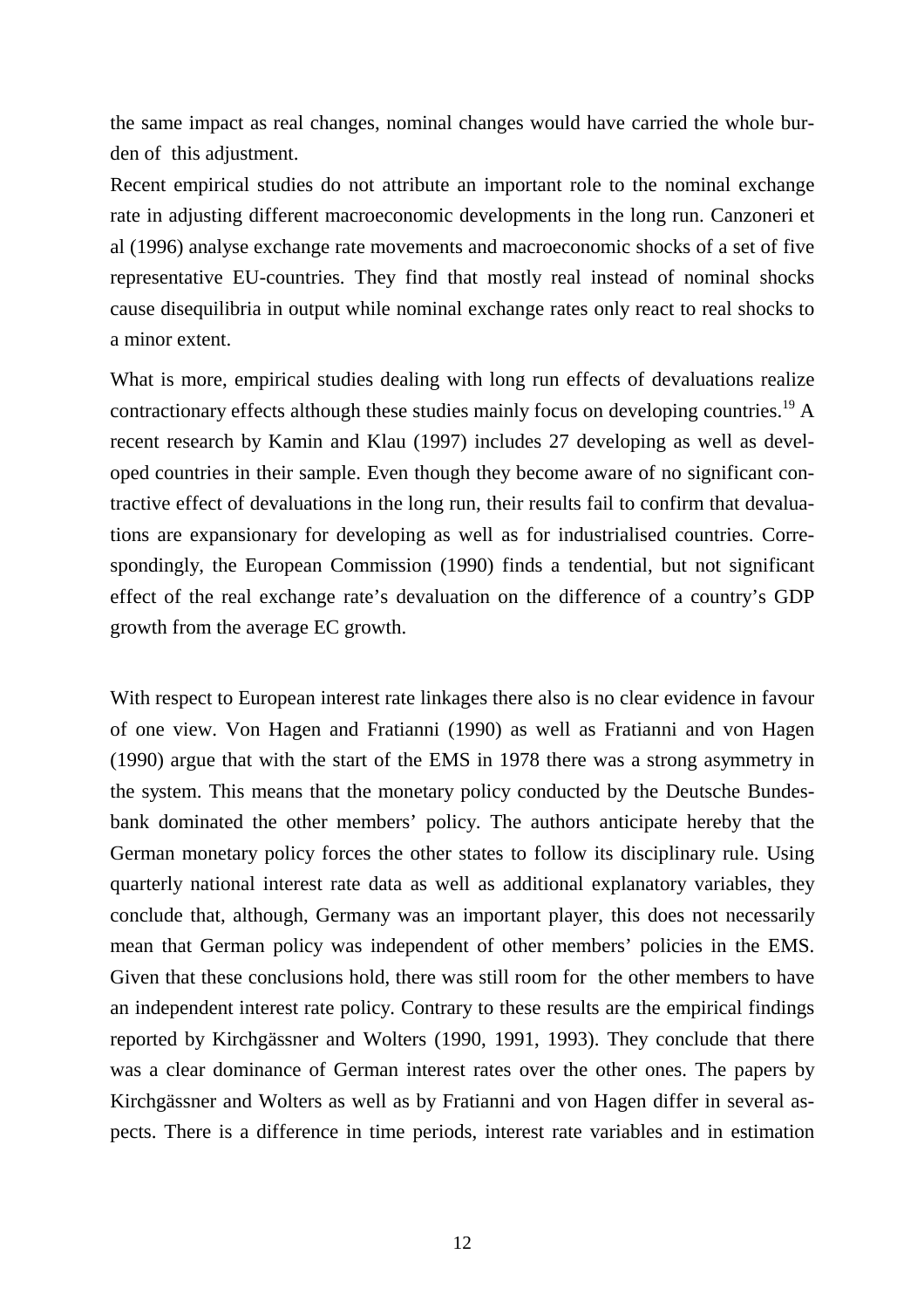the same impact as real changes, nominal changes would have carried the whole burden of this adjustment.

Recent empirical studies do not attribute an important role to the nominal exchange rate in adjusting different macroeconomic developments in the long run. Canzoneri et al (1996) analyse exchange rate movements and macroeconomic shocks of a set of five representative EU-countries. They find that mostly real instead of nominal shocks cause disequilibria in output while nominal exchange rates only react to real shocks to a minor extent.

What is more, empirical studies dealing with long run effects of devaluations realize contractionary effects although these studies mainly focus on developing countries.[19] A recent research by Kamin and Klau (1997) includes 27 developing as well as developed countries in their sample. Even though they become aware of no significant contractive effect of devaluations in the long run, their results fail to confirm that devaluations are expansionary for developing as well as for industrialised countries. Correspondingly, the European Commission (1990) finds a tendential, but not significant effect of the real exchange rate's devaluation on the difference of a country's GDP growth from the average EC growth.

With respect to European interest rate linkages there also is no clear evidence in favour of one view. Von Hagen and Fratianni (1990) as well as Fratianni and von Hagen (1990) argue that with the start of the EMS in 1978 there was a strong asymmetry in the system. This means that the monetary policy conducted by the Deutsche Bundesbank dominated the other members' policy. The authors anticipate hereby that the German monetary policy forces the other states to follow its disciplinary rule. Using quarterly national interest rate data as well as additional explanatory variables, they conclude that, although, Germany was an important player, this does not necessarily mean that German policy was independent of other members' policies in the EMS. Given that these conclusions hold, there was still room for the other members to have an independent interest rate policy. Contrary to these results are the empirical findings reported by Kirchgässner and Wolters (1990, 1991, 1993). They conclude that there was a clear dominance of German interest rates over the other ones. The papers by Kirchgässner and Wolters as well as by Fratianni and von Hagen differ in several aspects. There is a difference in time periods, interest rate variables and in estimation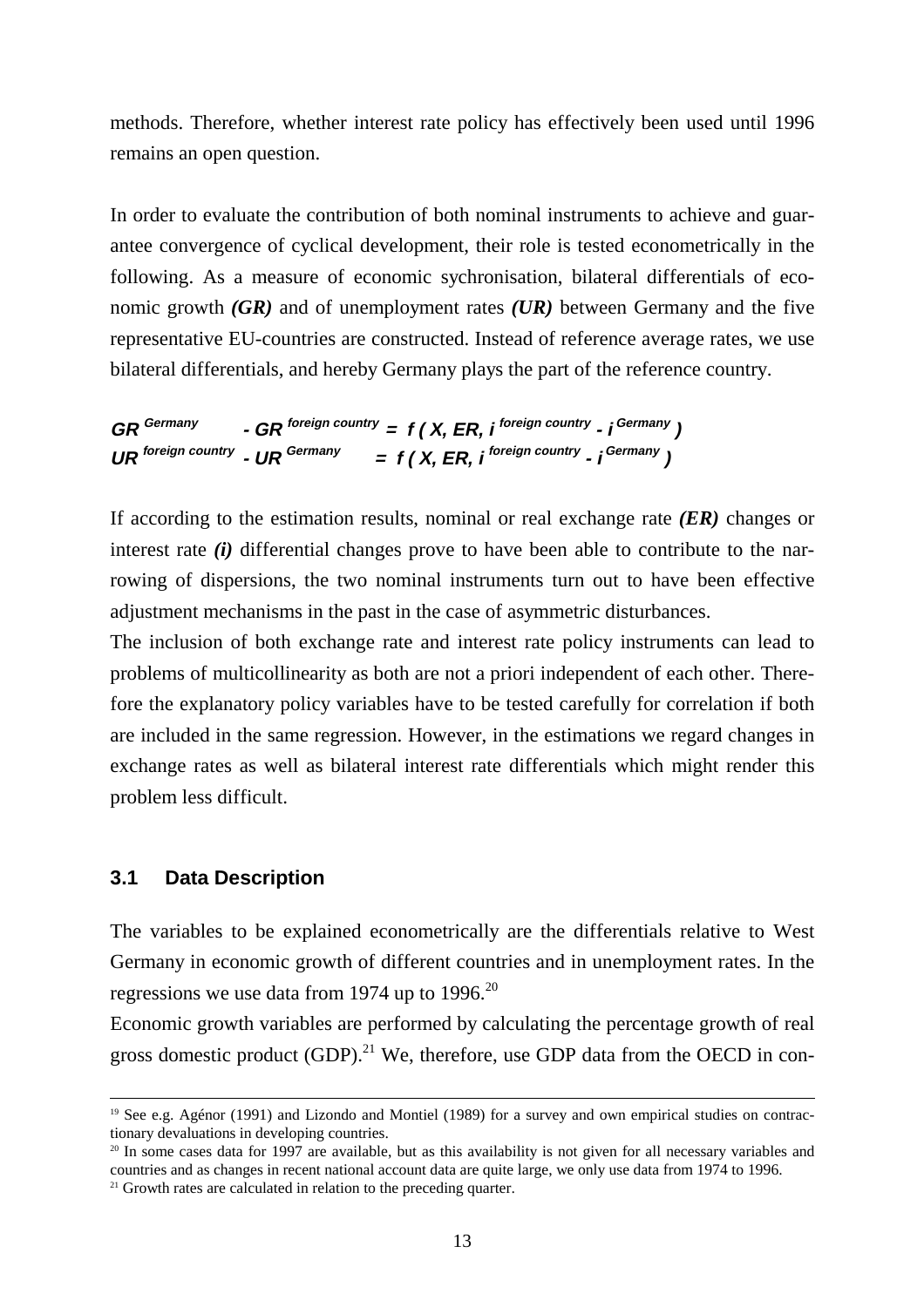methods. Therefore, whether interest rate policy has effectively been used until 1996 remains an open question.

In order to evaluate the contribution of both nominal instruments to achieve and guarantee convergence of cyclical development, their role is tested econometrically in the following. As a measure of economic sychronisation, bilateral differentials of economic growth ***(GR)*** and of unemployment rates ***(UR)*** between Germany and the five representative EU-countries are constructed. Instead of reference average rates, we use bilateral differentials, and hereby Germany plays the part of the reference country.

$$GR^{Germany} - GR^{foreign\ country} = f(X, ER, i^{foreign\ country} - i^{Germany})$$
$$UR^{foreign\ country} - UR^{Germany} = f(X, ER, i^{foreign\ country} - i^{Germany})$$

If according to the estimation results, nominal or real exchange rate ***(ER)*** changes or interest rate ***(i)*** differential changes prove to have been able to contribute to the narrowing of dispersions, the two nominal instruments turn out to have been effective adjustment mechanisms in the past in the case of asymmetric disturbances.

The inclusion of both exchange rate and interest rate policy instruments can lead to problems of multicollinearity as both are not a priori independent of each other. Therefore the explanatory policy variables have to be tested carefully for correlation if both are included in the same regression. However, in the estimations we regard changes in exchange rates as well as bilateral interest rate differentials which might render this problem less difficult.

### 3.1 Data Description

The variables to be explained econometrically are the differentials relative to West Germany in economic growth of different countries and in unemployment rates. In the regressions we use data from 1974 up to 1996.[20]

Economic growth variables are performed by calculating the percentage growth of real gross domestic product (GDP).[21] We, therefore, use GDP data from the OECD in con-

---

[19] See e.g. Agénor (1991) and Lizondo and Montiel (1989) for a survey and own empirical studies on contractionary devaluations in developing countries.

[20] In some cases data for 1997 are available, but as this availability is not given for all necessary variables and countries and as changes in recent national account data are quite large, we only use data from 1974 to 1996.

[21] Growth rates are calculated in relation to the preceding quarter.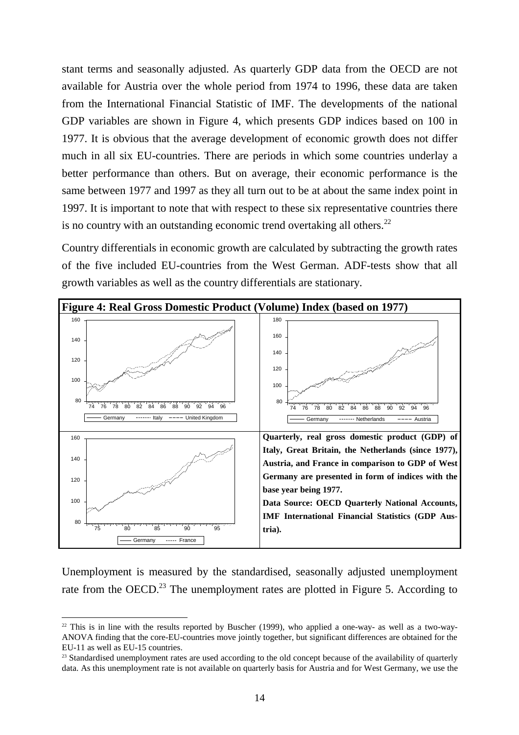stant terms and seasonally adjusted. As quarterly GDP data from the OECD are not available for Austria over the whole period from 1974 to 1996, these data are taken from the International Financial Statistic of IMF. The developments of the national GDP variables are shown in Figure 4, which presents GDP indices based on 100 in 1977. It is obvious that the average development of economic growth does not differ much in all six EU-countries. There are periods in which some countries underlay a better performance than others. But on average, their economic performance is the same between 1977 and 1997 as they all turn out to be at about the same index point in 1997. It is important to note that with respect to these six representative countries there is no country with an outstanding economic trend overtaking all others.[22]

Country differentials in economic growth are calculated by subtracting the growth rates of the five included EU-countries from the West German. ADF-tests show that all growth variables as well as the country differentials are stationary.

**Figure 4: Real Gross Domestic Product (Volume) Index (based on 1977)**

**Quarterly, real gross domestic product (GDP) of Italy, Great Britain, the Netherlands (since 1977), Austria, and France in comparison to GDP of West Germany are presented in form of indices with the base year being 1977.**

**Data Source: OECD Quarterly National Accounts, IMF International Financial Statistics (GDP Austria).**

Unemployment is measured by the standardised, seasonally adjusted unemployment rate from the OECD.[23] The unemployment rates are plotted in Figure 5. According to

---

[22] This is in line with the results reported by Buscher (1999), who applied a one-way- as well as a two-way-ANOVA finding that the core-EU-countries move jointly together, but significant differences are obtained for the EU-11 as well as EU-15 countries.

[23] Standardised unemployment rates are used according to the old concept because of the availability of quarterly data. As this unemployment rate is not available on quarterly basis for Austria and for West Germany, we use the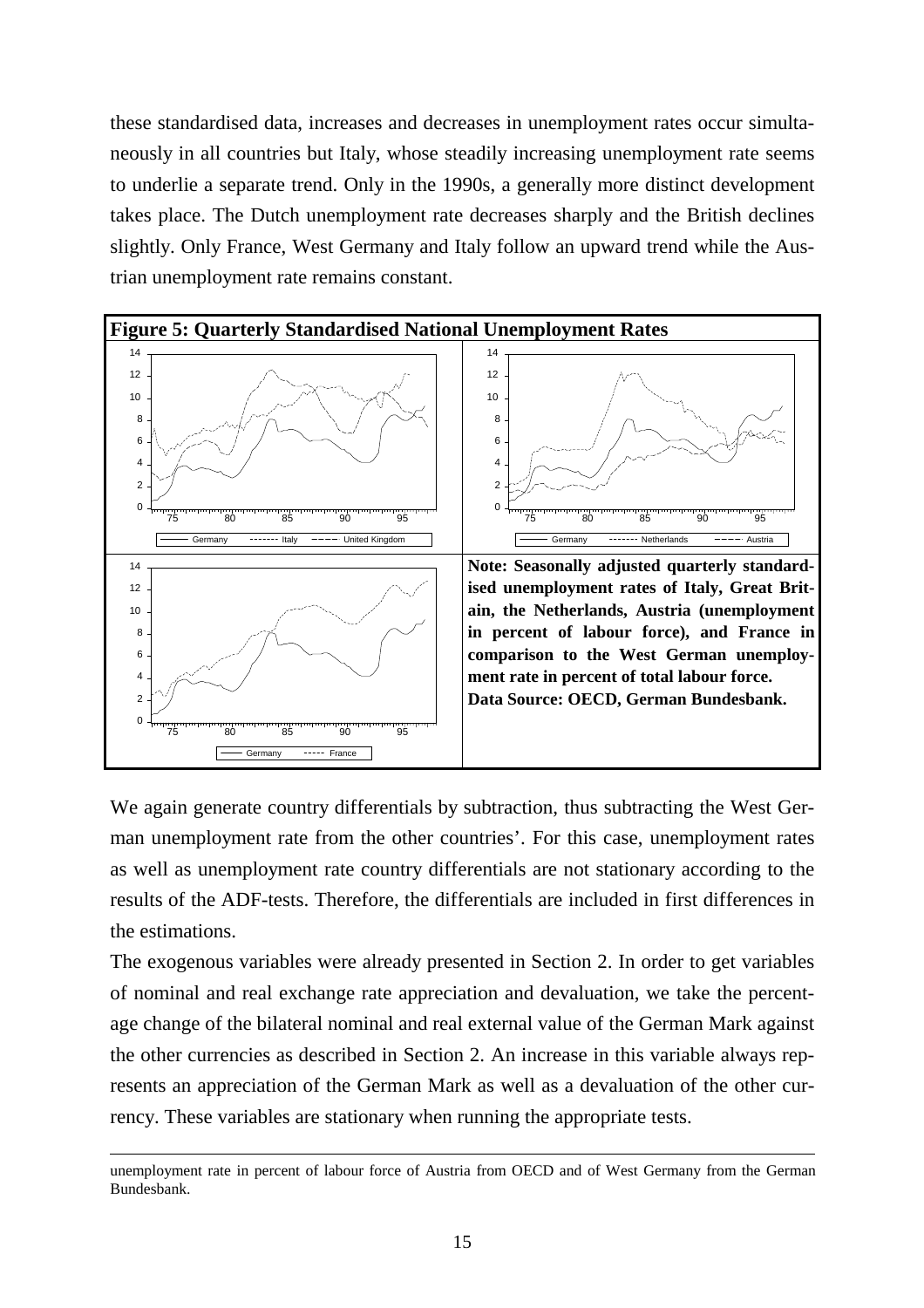these standardised data, increases and decreases in unemployment rates occur simultaneously in all countries but Italy, whose steadily increasing unemployment rate seems to underlie a separate trend. Only in the 1990s, a generally more distinct development takes place. The Dutch unemployment rate decreases sharply and the British declines slightly. Only France, West Germany and Italy follow an upward trend while the Austrian unemployment rate remains constant.

**Figure 5: Quarterly Standardised National Unemployment Rates**

**Note: Seasonally adjusted quarterly standardised unemployment rates of Italy, Great Britain, the Netherlands, Austria (unemployment in percent of labour force), and France in comparison to the West German unemployment rate in percent of total labour force. Data Source: OECD, German Bundesbank.**

We again generate country differentials by subtraction, thus subtracting the West German unemployment rate from the other countries'. For this case, unemployment rates as well as unemployment rate country differentials are not stationary according to the results of the ADF-tests. Therefore, the differentials are included in first differences in the estimations.

The exogenous variables were already presented in Section 2. In order to get variables of nominal and real exchange rate appreciation and devaluation, we take the percentage change of the bilateral nominal and real external value of the German Mark against the other currencies as described in Section 2. An increase in this variable always represents an appreciation of the German Mark as well as a devaluation of the other currency. These variables are stationary when running the appropriate tests.

---

unemployment rate in percent of labour force of Austria from OECD and of West Germany from the German Bundesbank.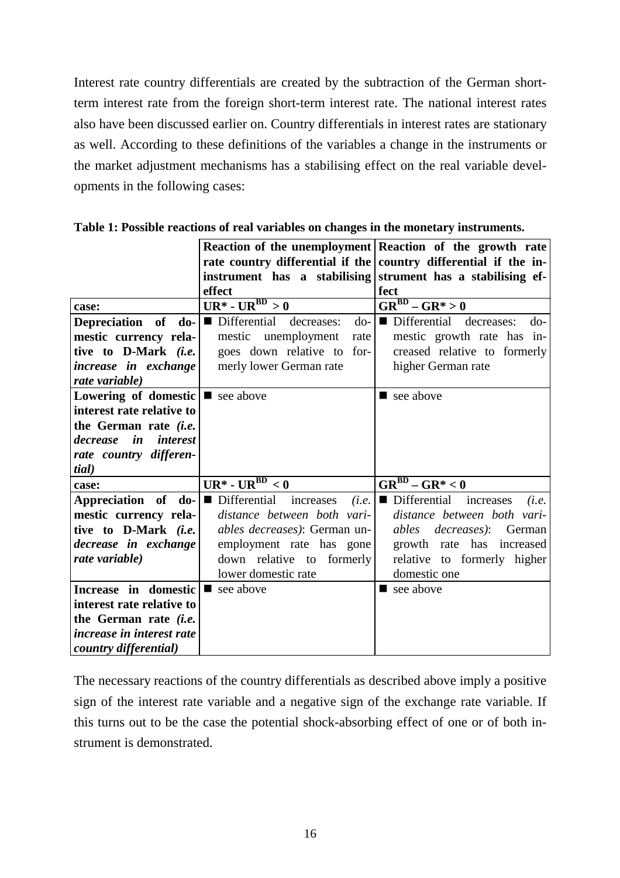Interest rate country differentials are created by the subtraction of the German short-term interest rate from the foreign short-term interest rate. The national interest rates also have been discussed earlier on. Country differentials in interest rates are stationary as well. According to these definitions of the variables a change in the instruments or the market adjustment mechanisms has a stabilising effect on the real variable developments in the following cases:

**Table 1: Possible reactions of real variables on changes in the monetary instruments.**

| | **Reaction of the unemployment rate country differential if the instrument has a stabilising effect** | **Reaction of the growth rate country differential if the instrument has a stabilising effect** |
|---|---|---|
| **case:** | $\mathbf{UR^* - UR^{BD} > 0}$ | $\mathbf{GR^{BD} - GR^* > 0}$ |
| **Depreciation of domestic currency relative to D-Mark** ***(i.e. increase in exchange rate variable)*** | ■ Differential decreases: domestic unemployment rate goes down relative to formerly lower German rate | ■ Differential decreases: domestic growth rate has increased relative to formerly higher German rate |
| **Lowering of domestic interest rate relative to the German rate** ***(i.e. decrease in interest rate country differential)*** | ■ see above | ■ see above |
| **case:** | $\mathbf{UR^* - UR^{BD} < 0}$ | $\mathbf{GR^{BD} - GR^* < 0}$ |
| **Appreciation of domestic currency relative to D-Mark** ***(i.e. decrease in exchange rate variable)*** | ■ Differential increases *(i.e. distance between both variables decreases)*: German unemployment rate has gone down relative to formerly lower domestic rate | ■ Differential increases *(i.e. distance between both variables decreases)*: German growth rate has increased relative to formerly higher domestic one |
| **Increase in domestic interest rate relative to the German rate** ***(i.e. increase in interest rate country differential)*** | ■ see above | ■ see above |

The necessary reactions of the country differentials as described above imply a positive sign of the interest rate variable and a negative sign of the exchange rate variable. If this turns out to be the case the potential shock-absorbing effect of one or of both instrument is demonstrated.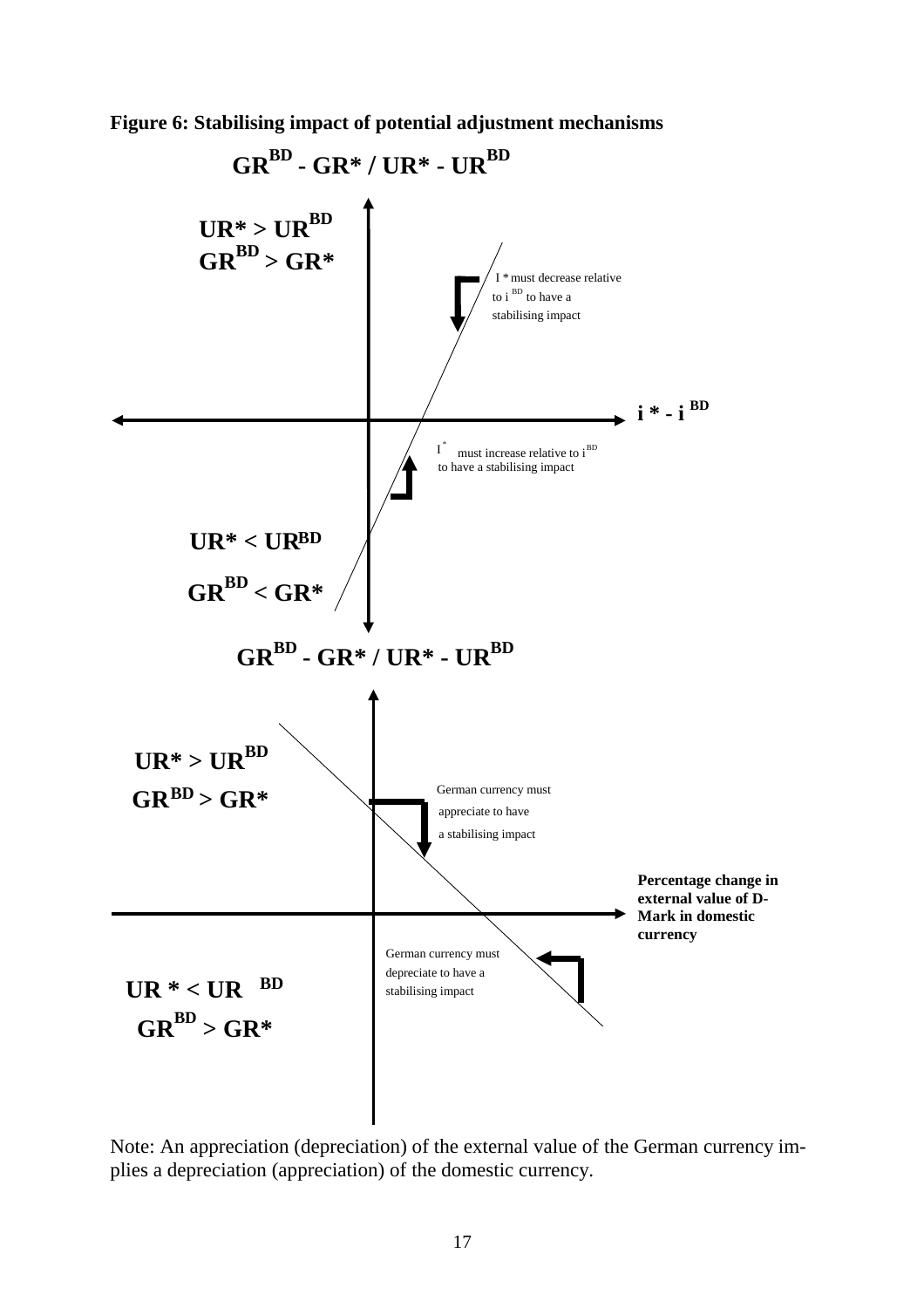**Figure 6: Stabilising impact of potential adjustment mechanisms**

$GR^{BD}$ - $GR^*$ / $UR^*$ - $UR^{BD}$

$UR^* > UR^{BD}$

$GR^{BD} > GR^*$

$I^*$ must decrease relative to $i^{BD}$ to have a stabilising impact

$i^* - i^{BD}$

$I^*$ must increase relative to $i^{BD}$ to have a stabilising impact

$UR^* < UR^{BD}$

$GR^{BD} < GR^*$

$GR^{BD}$ - $GR^*$ / $UR^*$ - $UR^{BD}$

$UR^* > UR^{BD}$

$GR^{BD} > GR^*$

German currency must appreciate to have a stabilising impact

**Percentage change in external value of D-Mark in domestic currency**

German currency must depreciate to have a stabilising impact

$UR^* < UR^{BD}$

$GR^{BD} > GR^*$

Note: An appreciation (depreciation) of the external value of the German currency implies a depreciation (appreciation) of the domestic currency.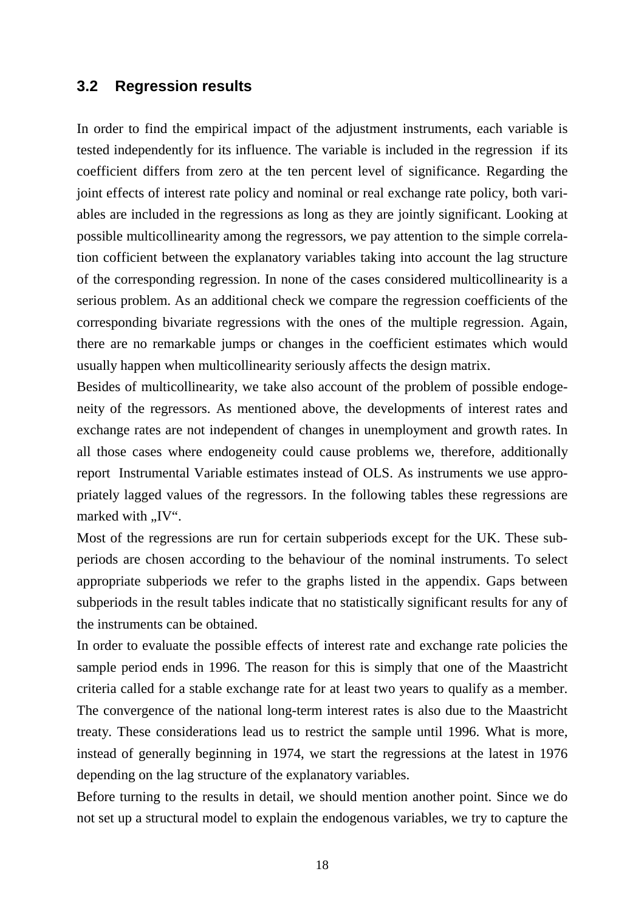## 3.2 Regression results

In order to find the empirical impact of the adjustment instruments, each variable is tested independently for its influence. The variable is included in the regression if its coefficient differs from zero at the ten percent level of significance. Regarding the joint effects of interest rate policy and nominal or real exchange rate policy, both variables are included in the regressions as long as they are jointly significant. Looking at possible multicollinearity among the regressors, we pay attention to the simple correlation cofficient between the explanatory variables taking into account the lag structure of the corresponding regression. In none of the cases considered multicollinearity is a serious problem. As an additional check we compare the regression coefficients of the corresponding bivariate regressions with the ones of the multiple regression. Again, there are no remarkable jumps or changes in the coefficient estimates which would usually happen when multicollinearity seriously affects the design matrix.

Besides of multicollinearity, we take also account of the problem of possible endogeneity of the regressors. As mentioned above, the developments of interest rates and exchange rates are not independent of changes in unemployment and growth rates. In all those cases where endogeneity could cause problems we, therefore, additionally report Instrumental Variable estimates instead of OLS. As instruments we use appropriately lagged values of the regressors. In the following tables these regressions are marked with „IV“.

Most of the regressions are run for certain subperiods except for the UK. These subperiods are chosen according to the behaviour of the nominal instruments. To select appropriate subperiods we refer to the graphs listed in the appendix. Gaps between subperiods in the result tables indicate that no statistically significant results for any of the instruments can be obtained.

In order to evaluate the possible effects of interest rate and exchange rate policies the sample period ends in 1996. The reason for this is simply that one of the Maastricht criteria called for a stable exchange rate for at least two years to qualify as a member. The convergence of the national long-term interest rates is also due to the Maastricht treaty. These considerations lead us to restrict the sample until 1996. What is more, instead of generally beginning in 1974, we start the regressions at the latest in 1976 depending on the lag structure of the explanatory variables.

Before turning to the results in detail, we should mention another point. Since we do not set up a structural model to explain the endogenous variables, we try to capture the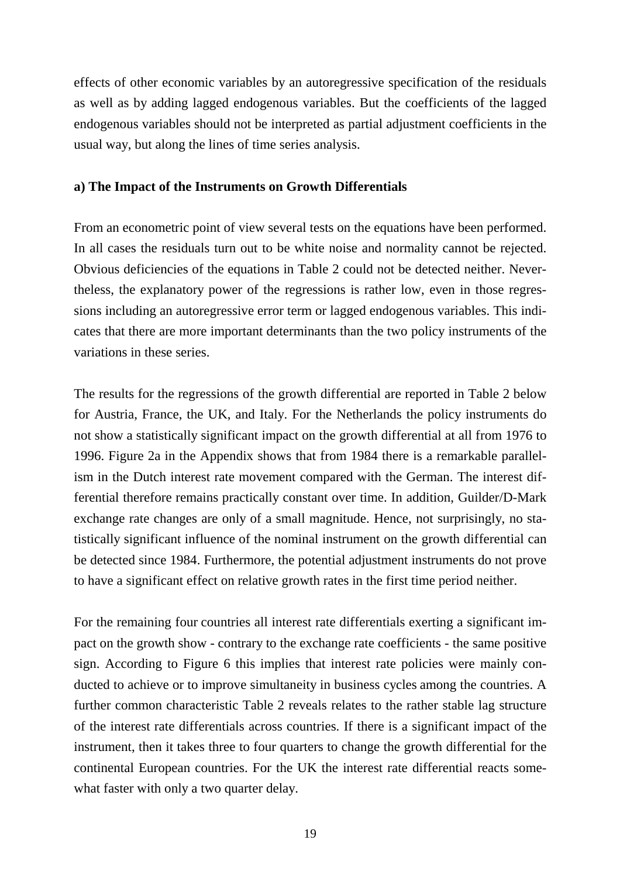effects of other economic variables by an autoregressive specification of the residuals as well as by adding lagged endogenous variables. But the coefficients of the lagged endogenous variables should not be interpreted as partial adjustment coefficients in the usual way, but along the lines of time series analysis.

**a) The Impact of the Instruments on Growth Differentials**

From an econometric point of view several tests on the equations have been performed. In all cases the residuals turn out to be white noise and normality cannot be rejected. Obvious deficiencies of the equations in Table 2 could not be detected neither. Nevertheless, the explanatory power of the regressions is rather low, even in those regressions including an autoregressive error term or lagged endogenous variables. This indicates that there are more important determinants than the two policy instruments of the variations in these series.

The results for the regressions of the growth differential are reported in Table 2 below for Austria, France, the UK, and Italy. For the Netherlands the policy instruments do not show a statistically significant impact on the growth differential at all from 1976 to 1996. Figure 2a in the Appendix shows that from 1984 there is a remarkable parallelism in the Dutch interest rate movement compared with the German. The interest differential therefore remains practically constant over time. In addition, Guilder/D-Mark exchange rate changes are only of a small magnitude. Hence, not surprisingly, no statistically significant influence of the nominal instrument on the growth differential can be detected since 1984. Furthermore, the potential adjustment instruments do not prove to have a significant effect on relative growth rates in the first time period neither.

For the remaining four countries all interest rate differentials exerting a significant impact on the growth show - contrary to the exchange rate coefficients - the same positive sign. According to Figure 6 this implies that interest rate policies were mainly conducted to achieve or to improve simultaneity in business cycles among the countries. A further common characteristic Table 2 reveals relates to the rather stable lag structure of the interest rate differentials across countries. If there is a significant impact of the instrument, then it takes three to four quarters to change the growth differential for the continental European countries. For the UK the interest rate differential reacts somewhat faster with only a two quarter delay.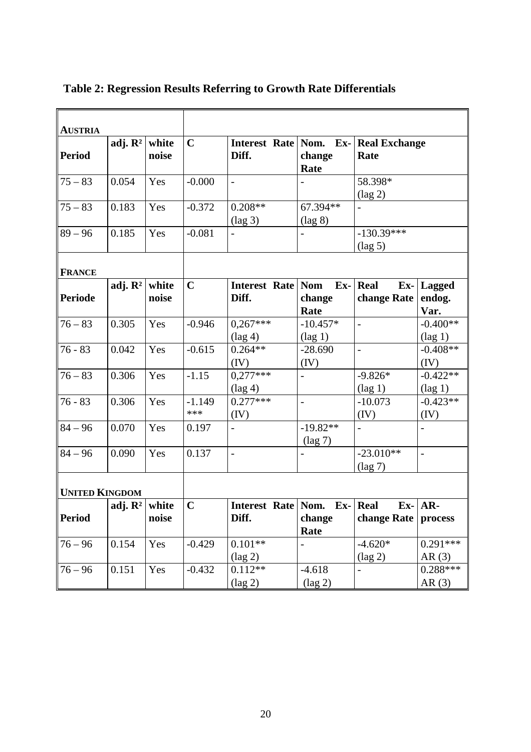**Table 2: Regression Results Referring to Growth Rate Differentials**

| **AUSTRIA** | | | | | | | |
|---|---|---|---|---|---|---|---|
| **Period** | **adj. $R^2$** | **white noise** | **C** | **Interest Rate Diff.** | **Nom. Exchange Rate** | **Real Exchange Rate** | |
| 75 – 83 | 0.054 | Yes | -0.000 | - | - | 58.398* (lag 2) | |
| 75 – 83 | 0.183 | Yes | -0.372 | 0.208** (lag 3) | 67.394** (lag 8) | - | |
| 89 – 96 | 0.185 | Yes | -0.081 | - | - | -130.39*** (lag 5) | |
| **FRANCE** | | | | | | | |
| **Periode** | **adj. $R^2$** | **white noise** | **C** | **Interest Rate Diff.** | **Nom Exchange Rate** | **Real Exchange Rate** | **Lagged endog. Var.** |
| 76 – 83 | 0.305 | Yes | -0.946 | 0,267*** (lag 4) | -10.457* (lag 1) | - | -0.400** (lag 1) |
| 76 - 83 | 0.042 | Yes | -0.615 | 0.264** (IV) | -28.690 (IV) | - | -0.408** (IV) |
| 76 – 83 | 0.306 | Yes | -1.15 | 0,277*** (lag 4) | - | -9.826* (lag 1) | -0.422** (lag 1) |
| 76 - 83 | 0.306 | Yes | -1.149 *** | 0.277*** (IV) | - | -10.073 (IV) | -0.423** (IV) |
| 84 – 96 | 0.070 | Yes | 0.197 | - | -19.82** (lag 7) | - | - |
| 84 – 96 | 0.090 | Yes | 0.137 | - | - | -23.010** (lag 7) | - |
| **UNITED KINGDOM** | | | | | | | |
| **Period** | **adj. $R^2$** | **white noise** | **C** | **Interest Rate Diff.** | **Nom. Exchange Rate** | **Real Exchange Rate** | **AR-process** |
| 76 – 96 | 0.154 | Yes | -0.429 | 0.101** (lag 2) | - | -4.620* (lag 2) | 0.291*** AR (3) |
| 76 – 96 | 0.151 | Yes | -0.432 | 0.112** (lag 2) | -4.618 (lag 2) | - | 0.288*** AR (3) |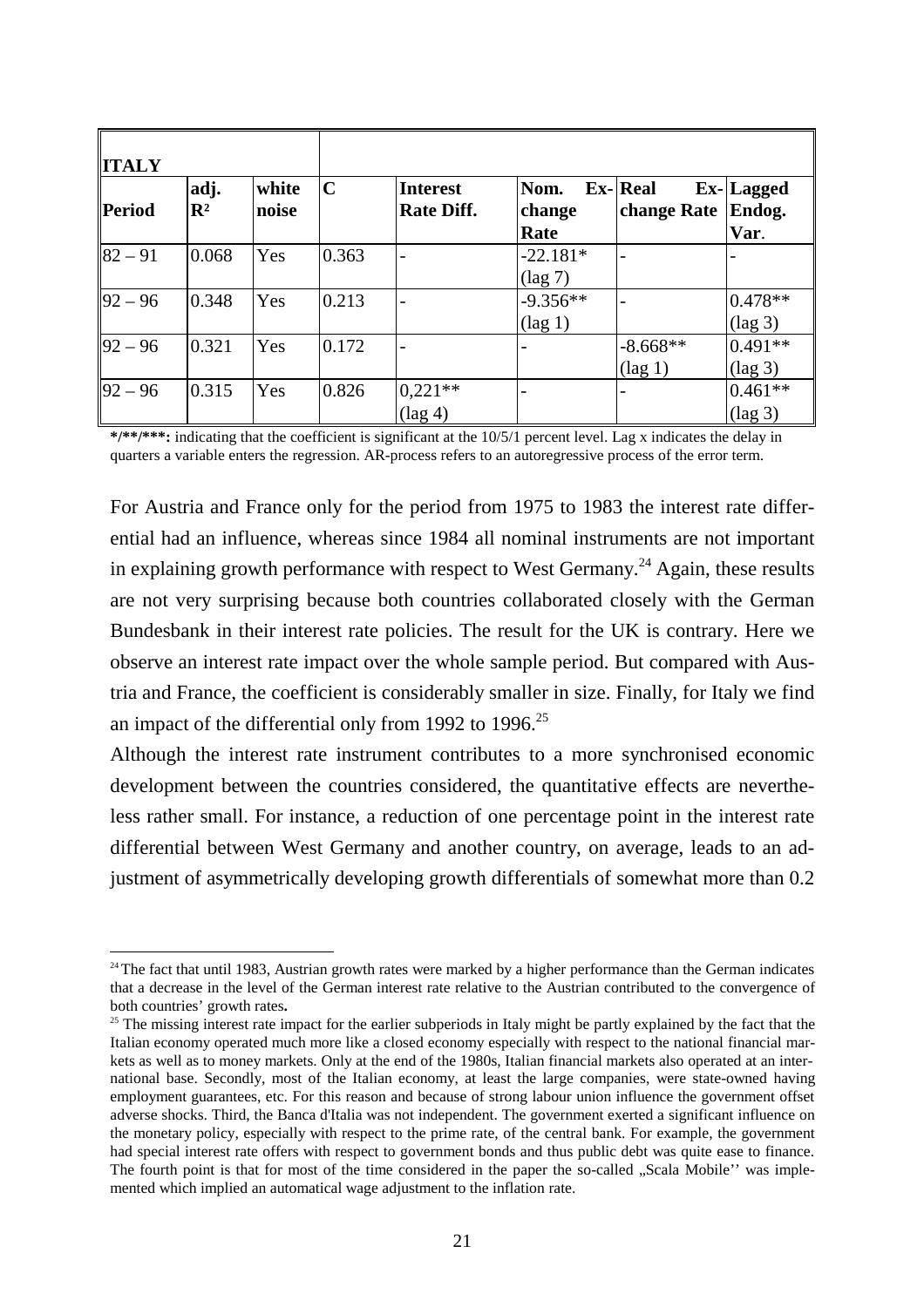| ITALY | | | | | | | |
|---|---|---|---|---|---|---|---|
| **Period** | **adj. $R^2$** | **white noise** | **C** | **Interest Rate Diff.** | **Nom. Exchange Rate** | **Real Exchange Rate** | **Lagged Endog. Var.** |
| 82 – 91 | 0.068 | Yes | 0.363 | - | -22.181* (lag 7) | - | - |
| 92 – 96 | 0.348 | Yes | 0.213 | - | -9.356** (lag 1) | - | 0.478** (lag 3) |
| 92 – 96 | 0.321 | Yes | 0.172 | - | - | -8.668** (lag 1) | 0.491** (lag 3) |
| 92 – 96 | 0.315 | Yes | 0.826 | 0,221** (lag 4) | - | - | 0.461** (lag 3) |

***/**/*****:** indicating that the coefficient is significant at the 10/5/1 percent level. Lag x indicates the delay in quarters a variable enters the regression. AR-process refers to an autoregressive process of the error term.

For Austria and France only for the period from 1975 to 1983 the interest rate differential had an influence, whereas since 1984 all nominal instruments are not important in explaining growth performance with respect to West Germany.[24] Again, these results are not very surprising because both countries collaborated closely with the German Bundesbank in their interest rate policies. The result for the UK is contrary. Here we observe an interest rate impact over the whole sample period. But compared with Austria and France, the coefficient is considerably smaller in size. Finally, for Italy we find an impact of the differential only from 1992 to 1996.[25]

Although the interest rate instrument contributes to a more synchronised economic development between the countries considered, the quantitative effects are nevertheless rather small. For instance, a reduction of one percentage point in the interest rate differential between West Germany and another country, on average, leads to an adjustment of asymmetrically developing growth differentials of somewhat more than 0.2

[24] The fact that until 1983, Austrian growth rates were marked by a higher performance than the German indicates that a decrease in the level of the German interest rate relative to the Austrian contributed to the convergence of both countries' growth rates.

[25] The missing interest rate impact for the earlier subperiods in Italy might be partly explained by the fact that the Italian economy operated much more like a closed economy especially with respect to the national financial markets as well as to money markets. Only at the end of the 1980s, Italian financial markets also operated at an international base. Secondly, most of the Italian economy, at least the large companies, were state-owned having employment guarantees, etc. For this reason and because of strong labour union influence the government offset adverse shocks. Third, the Banca d'Italia was not independent. The government exerted a significant influence on the monetary policy, especially with respect to the prime rate, of the central bank. For example, the government had special interest rate offers with respect to government bonds and thus public debt was quite ease to finance. The fourth point is that for most of the time considered in the paper the so-called „Scala Mobile'' was implemented which implied an automatical wage adjustment to the inflation rate.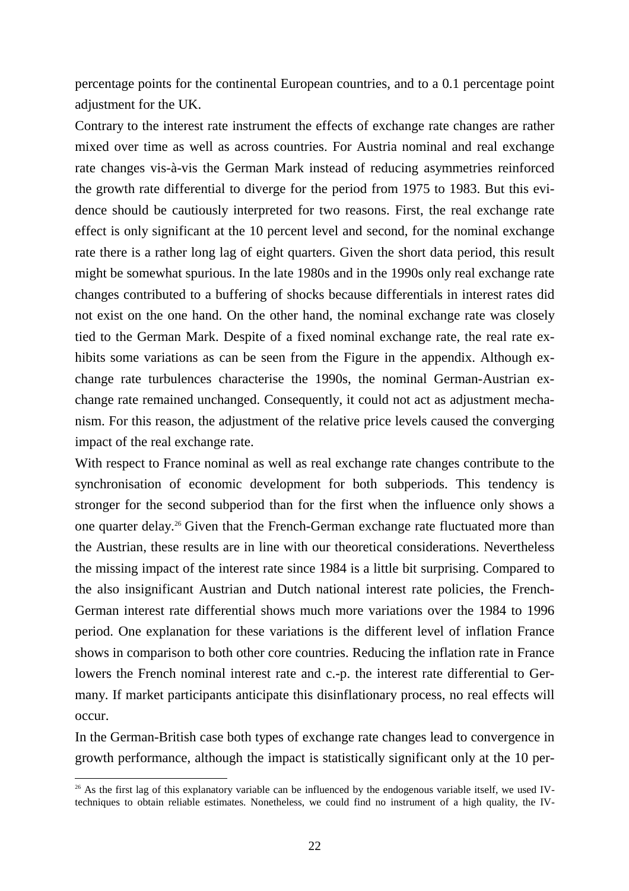percentage points for the continental European countries, and to a 0.1 percentage point adjustment for the UK.

Contrary to the interest rate instrument the effects of exchange rate changes are rather mixed over time as well as across countries. For Austria nominal and real exchange rate changes vis-à-vis the German Mark instead of reducing asymmetries reinforced the growth rate differential to diverge for the period from 1975 to 1983. But this evidence should be cautiously interpreted for two reasons. First, the real exchange rate effect is only significant at the 10 percent level and second, for the nominal exchange rate there is a rather long lag of eight quarters. Given the short data period, this result might be somewhat spurious. In the late 1980s and in the 1990s only real exchange rate changes contributed to a buffering of shocks because differentials in interest rates did not exist on the one hand. On the other hand, the nominal exchange rate was closely tied to the German Mark. Despite of a fixed nominal exchange rate, the real rate exhibits some variations as can be seen from the Figure in the appendix. Although exchange rate turbulences characterise the 1990s, the nominal German-Austrian exchange rate remained unchanged. Consequently, it could not act as adjustment mechanism. For this reason, the adjustment of the relative price levels caused the converging impact of the real exchange rate.

With respect to France nominal as well as real exchange rate changes contribute to the synchronisation of economic development for both subperiods. This tendency is stronger for the second subperiod than for the first when the influence only shows a one quarter delay.[26] Given that the French-German exchange rate fluctuated more than the Austrian, these results are in line with our theoretical considerations. Nevertheless the missing impact of the interest rate since 1984 is a little bit surprising. Compared to the also insignificant Austrian and Dutch national interest rate policies, the French-German interest rate differential shows much more variations over the 1984 to 1996 period. One explanation for these variations is the different level of inflation France shows in comparison to both other core countries. Reducing the inflation rate in France lowers the French nominal interest rate and c.-p. the interest rate differential to Germany. If market participants anticipate this disinflationary process, no real effects will occur.

In the German-British case both types of exchange rate changes lead to convergence in growth performance, although the impact is statistically significant only at the 10 per-

[26] As the first lag of this explanatory variable can be influenced by the endogenous variable itself, we used IV-techniques to obtain reliable estimates. Nonetheless, we could find no instrument of a high quality, the IV-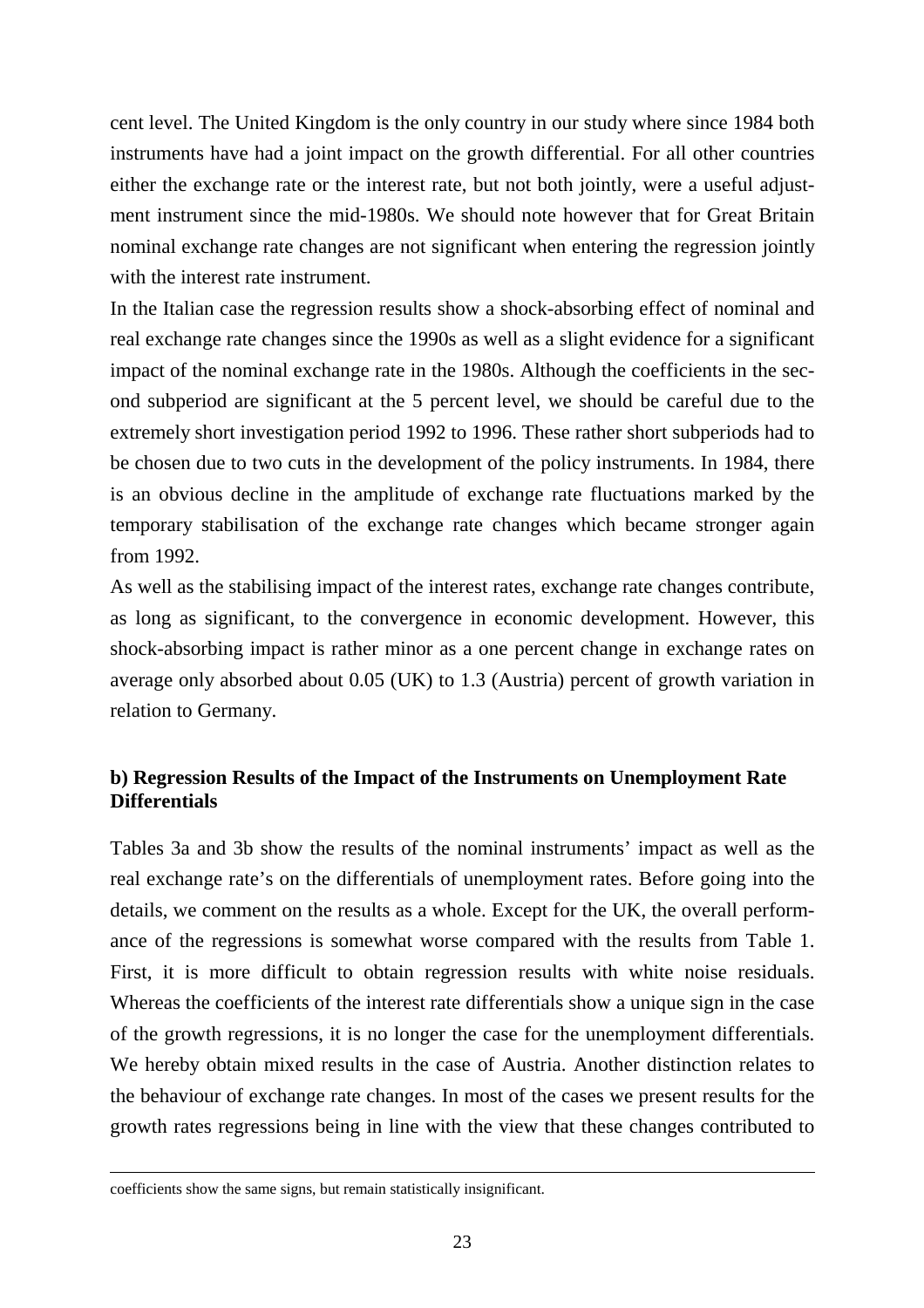cent level. The United Kingdom is the only country in our study where since 1984 both instruments have had a joint impact on the growth differential. For all other countries either the exchange rate or the interest rate, but not both jointly, were a useful adjustment instrument since the mid-1980s. We should note however that for Great Britain nominal exchange rate changes are not significant when entering the regression jointly with the interest rate instrument.

In the Italian case the regression results show a shock-absorbing effect of nominal and real exchange rate changes since the 1990s as well as a slight evidence for a significant impact of the nominal exchange rate in the 1980s. Although the coefficients in the second subperiod are significant at the 5 percent level, we should be careful due to the extremely short investigation period 1992 to 1996. These rather short subperiods had to be chosen due to two cuts in the development of the policy instruments. In 1984, there is an obvious decline in the amplitude of exchange rate fluctuations marked by the temporary stabilisation of the exchange rate changes which became stronger again from 1992.

As well as the stabilising impact of the interest rates, exchange rate changes contribute, as long as significant, to the convergence in economic development. However, this shock-absorbing impact is rather minor as a one percent change in exchange rates on average only absorbed about 0.05 (UK) to 1.3 (Austria) percent of growth variation in relation to Germany.

### b) Regression Results of the Impact of the Instruments on Unemployment Rate Differentials

Tables 3a and 3b show the results of the nominal instruments' impact as well as the real exchange rate's on the differentials of unemployment rates. Before going into the details, we comment on the results as a whole. Except for the UK, the overall performance of the regressions is somewhat worse compared with the results from Table 1. First, it is more difficult to obtain regression results with white noise residuals. Whereas the coefficients of the interest rate differentials show a unique sign in the case of the growth regressions, it is no longer the case for the unemployment differentials. We hereby obtain mixed results in the case of Austria. Another distinction relates to the behaviour of exchange rate changes. In most of the cases we present results for the growth rates regressions being in line with the view that these changes contributed to

---

coefficients show the same signs, but remain statistically insignificant.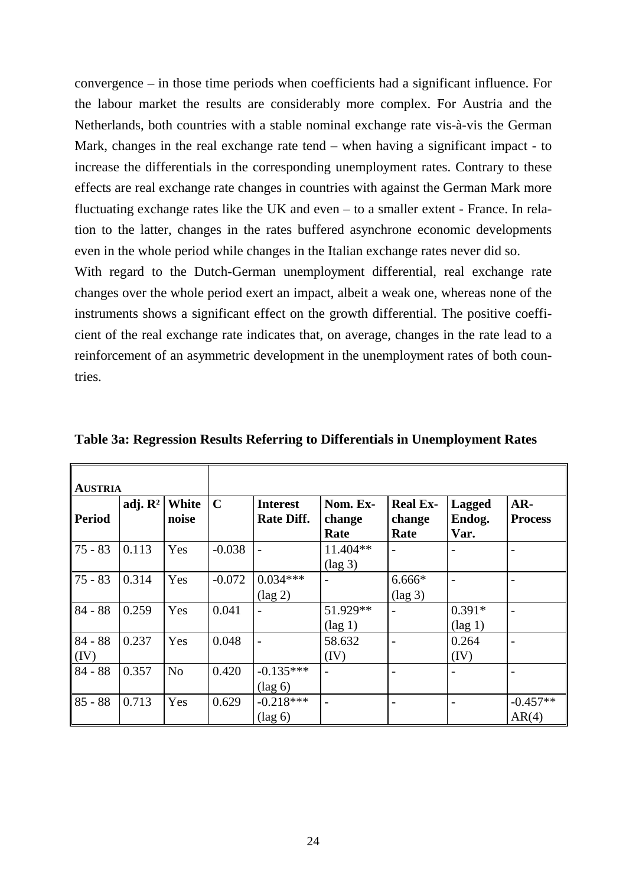convergence – in those time periods when coefficients had a significant influence. For the labour market the results are considerably more complex. For Austria and the Netherlands, both countries with a stable nominal exchange rate vis-à-vis the German Mark, changes in the real exchange rate tend – when having a significant impact - to increase the differentials in the corresponding unemployment rates. Contrary to these effects are real exchange rate changes in countries with against the German Mark more fluctuating exchange rates like the UK and even – to a smaller extent - France. In relation to the latter, changes in the rates buffered asynchrone economic developments even in the whole period while changes in the Italian exchange rates never did so.

With regard to the Dutch-German unemployment differential, real exchange rate changes over the whole period exert an impact, albeit a weak one, whereas none of the instruments shows a significant effect on the growth differential. The positive coefficient of the real exchange rate indicates that, on average, changes in the rate lead to a reinforcement of an asymmetric development in the unemployment rates of both countries.

**Table 3a: Regression Results Referring to Differentials in Unemployment Rates**

| **AUSTRIA** | | | | | | | | |
|---|---|---|---|---|---|---|---|---|
| **Period** | **adj. $R^2$** | **White noise** | **C** | **Interest Rate Diff.** | **Nom. Exchange Rate** | **Real Exchange Rate** | **Lagged Endog. Var.** | **AR-Process** |
| 75 - 83 | 0.113 | Yes | -0.038 | - | 11.404** (lag 3) | - | - | - |
| 75 - 83 | 0.314 | Yes | -0.072 | 0.034*** (lag 2) | - | 6.666* (lag 3) | - | - |
| 84 - 88 | 0.259 | Yes | 0.041 | - | 51.929** (lag 1) | - | 0.391* (lag 1) | - |
| 84 - 88 (IV) | 0.237 | Yes | 0.048 | - | 58.632 (IV) | - | 0.264 (IV) | - |
| 84 - 88 | 0.357 | No | 0.420 | -0.135*** (lag 6) | - | - | - | - |
| 85 - 88 | 0.713 | Yes | 0.629 | -0.218*** (lag 6) | - | - | - | -0.457** AR(4) |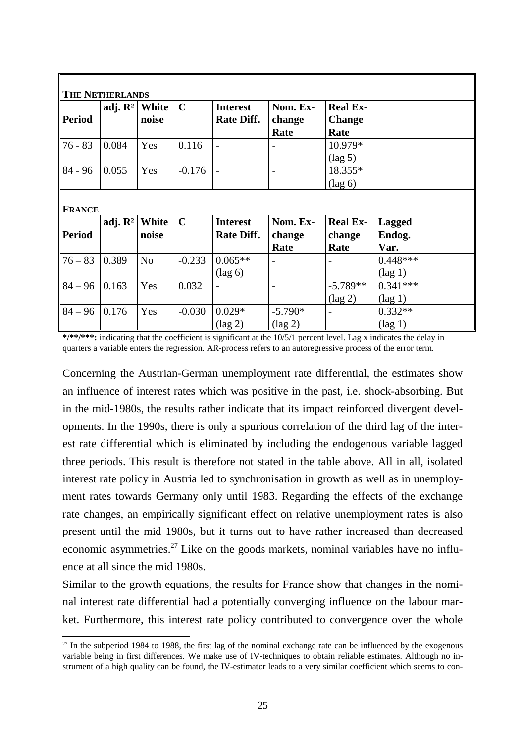| **THE NETHERLANDS** | | | | | | | |
|---|---|---|---|---|---|---|---|
| **Period** | **adj. $R^2$** | **White noise** | **C** | **Interest Rate Diff.** | **Nom. Ex-change Rate** | **Real Ex-Change Rate** | |
| 76 - 83 | 0.084 | Yes | 0.116 | - | - | 10.979* (lag 5) | |
| 84 - 96 | 0.055 | Yes | -0.176 | - | - | 18.355* (lag 6) | |
| **FRANCE** | | | | | | | |
| **Period** | **adj. $R^2$** | **White noise** | **C** | **Interest Rate Diff.** | **Nom. Ex-change Rate** | **Real Ex-change Rate** | **Lagged Endog. Var.** |
| 76 – 83 | 0.389 | No | -0.233 | 0.065** (lag 6) | - | - | 0.448*** (lag 1) |
| 84 – 96 | 0.163 | Yes | 0.032 | - | - | -5.789** (lag 2) | 0.341*** (lag 1) |
| 84 – 96 | 0.176 | Yes | -0.030 | 0.029* (lag 2) | -5.790* (lag 2) | - | 0.332** (lag 1) |

**\*/\*\*/\*\*\*:** indicating that the coefficient is significant at the 10/5/1 percent level. Lag x indicates the delay in quarters a variable enters the regression. AR-process refers to an autoregressive process of the error term.

Concerning the Austrian-German unemployment rate differential, the estimates show an influence of interest rates which was positive in the past, i.e. shock-absorbing. But in the mid-1980s, the results rather indicate that its impact reinforced divergent developments. In the 1990s, there is only a spurious correlation of the third lag of the interest rate differential which is eliminated by including the endogenous variable lagged three periods. This result is therefore not stated in the table above. All in all, isolated interest rate policy in Austria led to synchronisation in growth as well as in unemployment rates towards Germany only until 1983. Regarding the effects of the exchange rate changes, an empirically significant effect on relative unemployment rates is also present until the mid 1980s, but it turns out to have rather increased than decreased economic asymmetries.[27] Like on the goods markets, nominal variables have no influence at all since the mid 1980s.

Similar to the growth equations, the results for France show that changes in the nominal interest rate differential had a potentially converging influence on the labour market. Furthermore, this interest rate policy contributed to convergence over the whole

[27] In the subperiod 1984 to 1988, the first lag of the nominal exchange rate can be influenced by the exogenous variable being in first differences. We make use of IV-techniques to obtain reliable estimates. Although no instrument of a high quality can be found, the IV-estimator leads to a very similar coefficient which seems to con-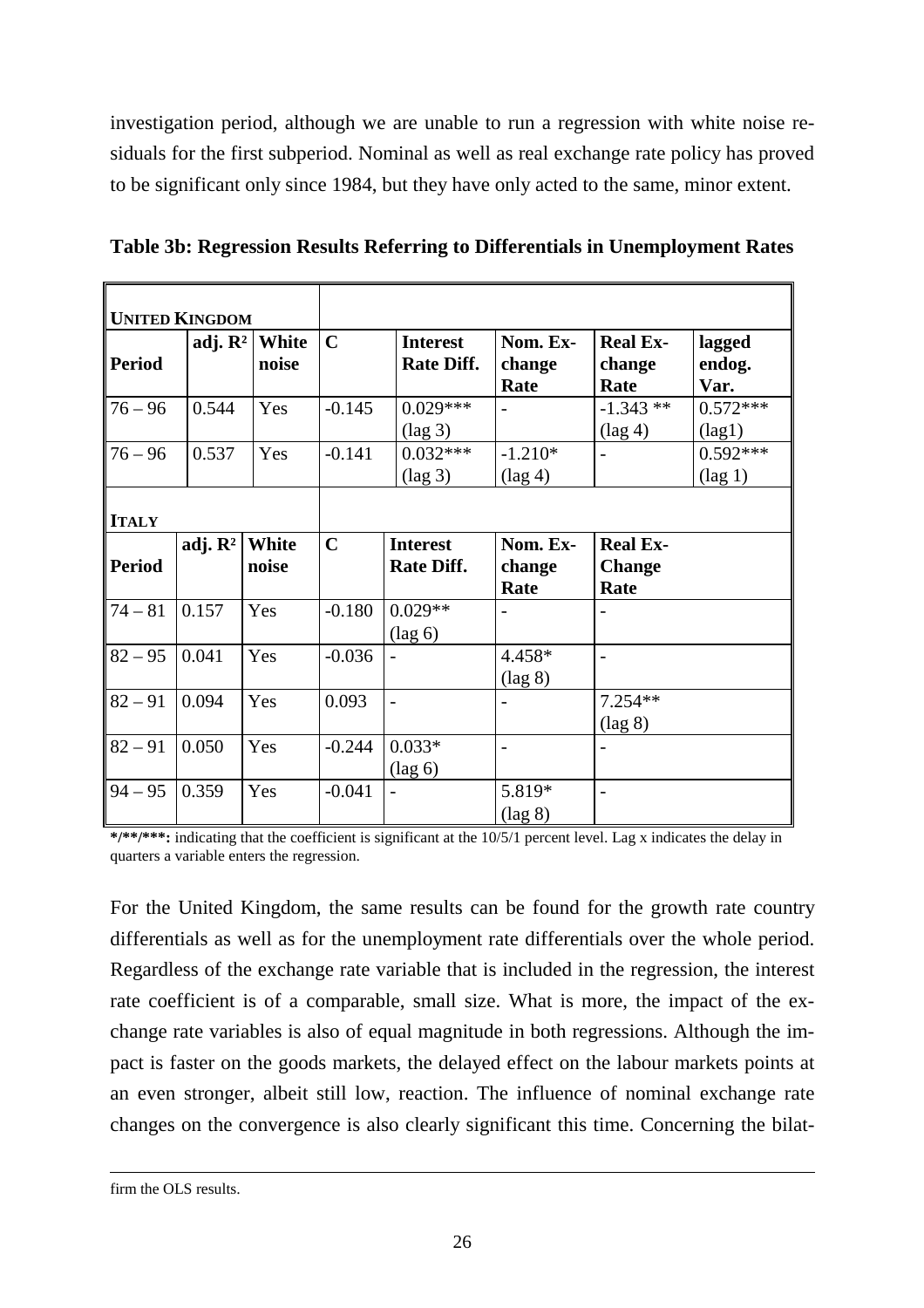investigation period, although we are unable to run a regression with white noise residuals for the first subperiod. Nominal as well as real exchange rate policy has proved to be significant only since 1984, but they have only acted to the same, minor extent.

**Table 3b: Regression Results Referring to Differentials in Unemployment Rates**

| **UNITED KINGDOM** | | | | | | | |
|---|---|---|---|---|---|---|---|
| **Period** | **adj. $R^2$** | **White noise** | **C** | **Interest Rate Diff.** | **Nom. Exchange Rate** | **Real Exchange Rate** | **lagged endog. Var.** |
| 76 – 96 | 0.544 | Yes | -0.145 | 0.029*** (lag 3) | - | -1.343 ** (lag 4) | 0.572*** (lag1) |
| 76 – 96 | 0.537 | Yes | -0.141 | 0.032*** (lag 3) | -1.210* (lag 4) | - | 0.592*** (lag 1) |
| **ITALY** | | | | | | | |
| **Period** | **adj. $R^2$** | **White noise** | **C** | **Interest Rate Diff.** | **Nom. Exchange Rate** | **Real Exchange Rate** | |
| 74 – 81 | 0.157 | Yes | -0.180 | 0.029** (lag 6) | - | - | |
| 82 – 95 | 0.041 | Yes | -0.036 | - | 4.458* (lag 8) | - | |
| 82 – 91 | 0.094 | Yes | 0.093 | - | - | 7.254** (lag 8) | |
| 82 – 91 | 0.050 | Yes | -0.244 | 0.033* (lag 6) | - | - | |
| 94 – 95 | 0.359 | Yes | -0.041 | - | 5.819* (lag 8) | - | |

***/**/*****: indicating that the coefficient is significant at the 10/5/1 percent level. Lag x indicates the delay in quarters a variable enters the regression.

For the United Kingdom, the same results can be found for the growth rate country differentials as well as for the unemployment rate differentials over the whole period. Regardless of the exchange rate variable that is included in the regression, the interest rate coefficient is of a comparable, small size. What is more, the impact of the exchange rate variables is also of equal magnitude in both regressions. Although the impact is faster on the goods markets, the delayed effect on the labour markets points at an even stronger, albeit still low, reaction. The influence of nominal exchange rate changes on the convergence is also clearly significant this time. Concerning the bilat-

firm the OLS results.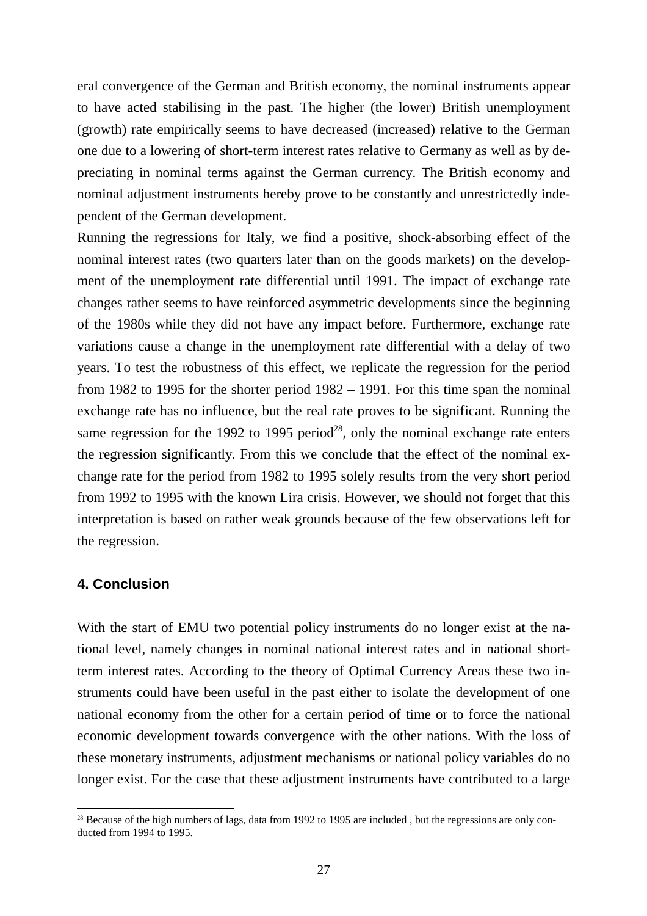eral convergence of the German and British economy, the nominal instruments appear to have acted stabilising in the past. The higher (the lower) British unemployment (growth) rate empirically seems to have decreased (increased) relative to the German one due to a lowering of short-term interest rates relative to Germany as well as by depreciating in nominal terms against the German currency. The British economy and nominal adjustment instruments hereby prove to be constantly and unrestrictedly independent of the German development.

Running the regressions for Italy, we find a positive, shock-absorbing effect of the nominal interest rates (two quarters later than on the goods markets) on the development of the unemployment rate differential until 1991. The impact of exchange rate changes rather seems to have reinforced asymmetric developments since the beginning of the 1980s while they did not have any impact before. Furthermore, exchange rate variations cause a change in the unemployment rate differential with a delay of two years. To test the robustness of this effect, we replicate the regression for the period from 1982 to 1995 for the shorter period 1982 – 1991. For this time span the nominal exchange rate has no influence, but the real rate proves to be significant. Running the same regression for the 1992 to 1995 period[28], only the nominal exchange rate enters the regression significantly. From this we conclude that the effect of the nominal exchange rate for the period from 1982 to 1995 solely results from the very short period from 1992 to 1995 with the known Lira crisis. However, we should not forget that this interpretation is based on rather weak grounds because of the few observations left for the regression.

## 4. Conclusion

With the start of EMU two potential policy instruments do no longer exist at the national level, namely changes in nominal national interest rates and in national short-term interest rates. According to the theory of Optimal Currency Areas these two instruments could have been useful in the past either to isolate the development of one national economy from the other for a certain period of time or to force the national economic development towards convergence with the other nations. With the loss of these monetary instruments, adjustment mechanisms or national policy variables do no longer exist. For the case that these adjustment instruments have contributed to a large

[28] Because of the high numbers of lags, data from 1992 to 1995 are included , but the regressions are only conducted from 1994 to 1995.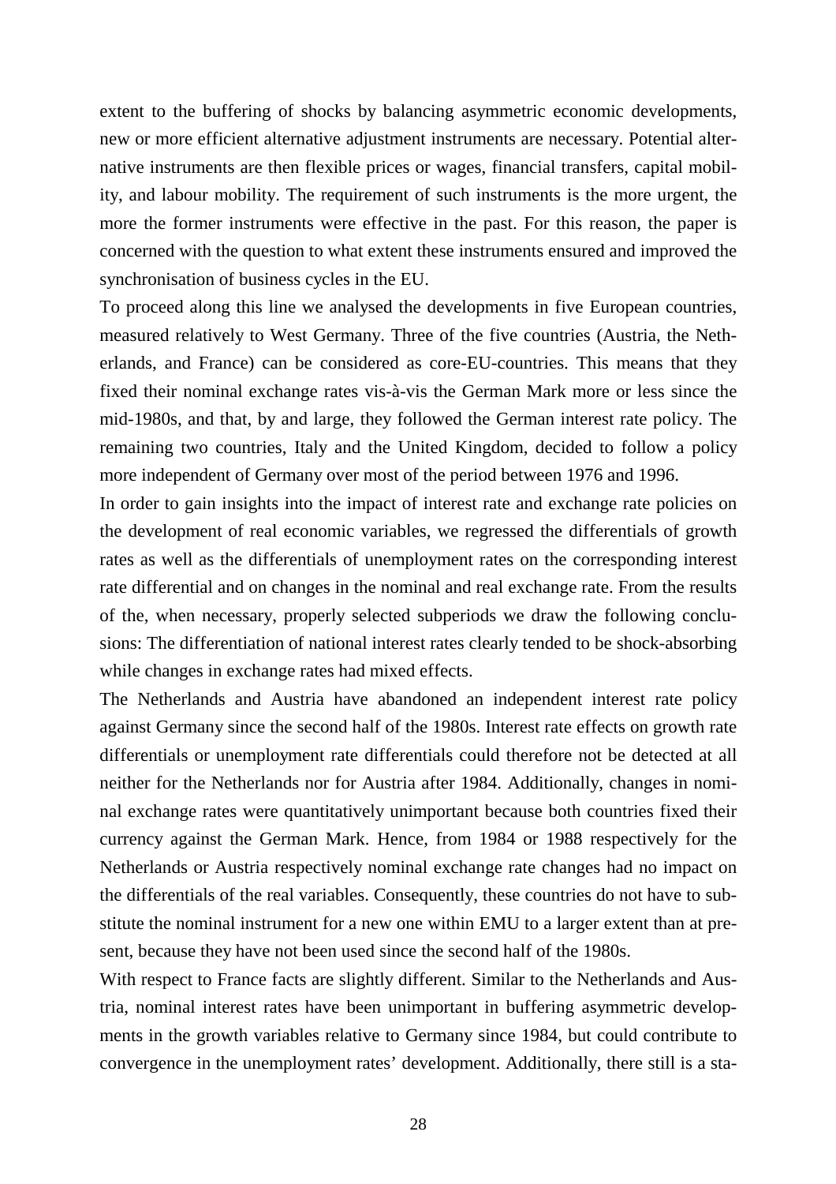extent to the buffering of shocks by balancing asymmetric economic developments, new or more efficient alternative adjustment instruments are necessary. Potential alternative instruments are then flexible prices or wages, financial transfers, capital mobility, and labour mobility. The requirement of such instruments is the more urgent, the more the former instruments were effective in the past. For this reason, the paper is concerned with the question to what extent these instruments ensured and improved the synchronisation of business cycles in the EU.

To proceed along this line we analysed the developments in five European countries, measured relatively to West Germany. Three of the five countries (Austria, the Netherlands, and France) can be considered as core-EU-countries. This means that they fixed their nominal exchange rates vis-à-vis the German Mark more or less since the mid-1980s, and that, by and large, they followed the German interest rate policy. The remaining two countries, Italy and the United Kingdom, decided to follow a policy more independent of Germany over most of the period between 1976 and 1996.

In order to gain insights into the impact of interest rate and exchange rate policies on the development of real economic variables, we regressed the differentials of growth rates as well as the differentials of unemployment rates on the corresponding interest rate differential and on changes in the nominal and real exchange rate. From the results of the, when necessary, properly selected subperiods we draw the following conclusions: The differentiation of national interest rates clearly tended to be shock-absorbing while changes in exchange rates had mixed effects.

The Netherlands and Austria have abandoned an independent interest rate policy against Germany since the second half of the 1980s. Interest rate effects on growth rate differentials or unemployment rate differentials could therefore not be detected at all neither for the Netherlands nor for Austria after 1984. Additionally, changes in nominal exchange rates were quantitatively unimportant because both countries fixed their currency against the German Mark. Hence, from 1984 or 1988 respectively for the Netherlands or Austria respectively nominal exchange rate changes had no impact on the differentials of the real variables. Consequently, these countries do not have to substitute the nominal instrument for a new one within EMU to a larger extent than at present, because they have not been used since the second half of the 1980s.

With respect to France facts are slightly different. Similar to the Netherlands and Austria, nominal interest rates have been unimportant in buffering asymmetric developments in the growth variables relative to Germany since 1984, but could contribute to convergence in the unemployment rates' development. Additionally, there still is a sta-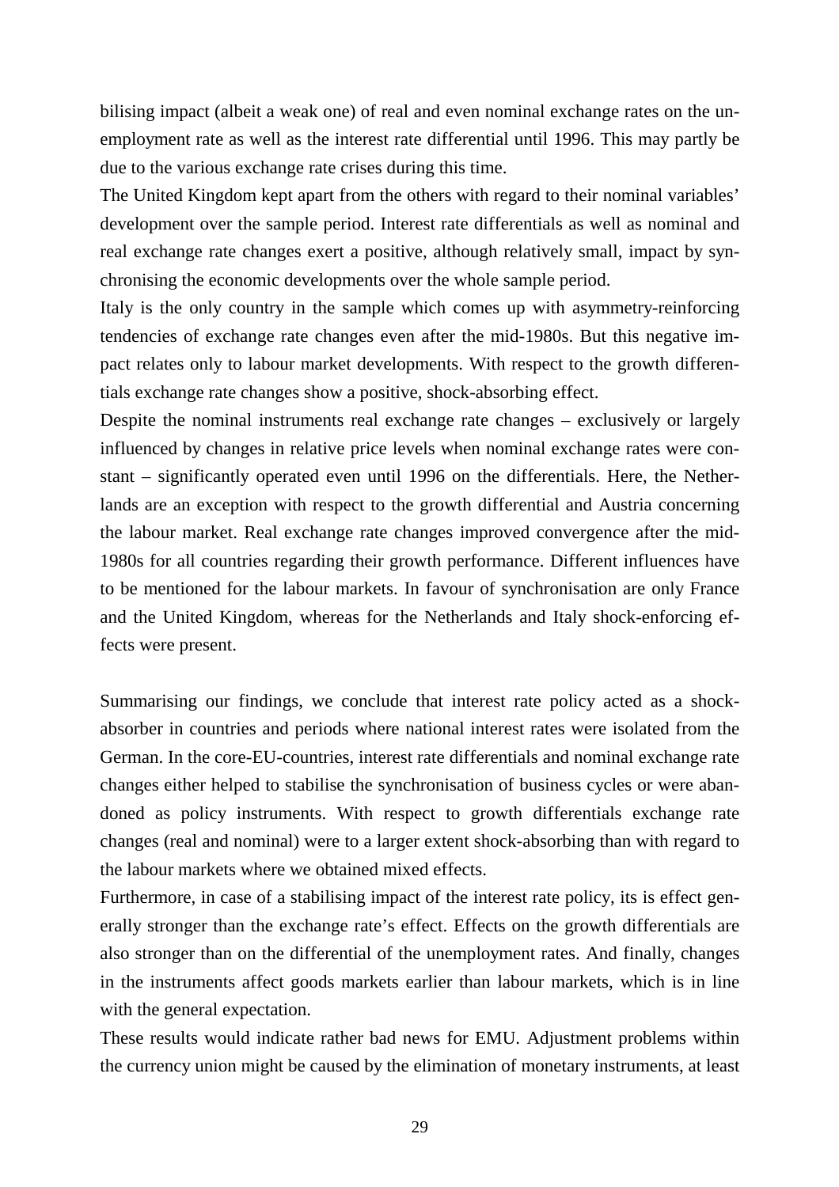bilising impact (albeit a weak one) of real and even nominal exchange rates on the unemployment rate as well as the interest rate differential until 1996. This may partly be due to the various exchange rate crises during this time.

The United Kingdom kept apart from the others with regard to their nominal variables' development over the sample period. Interest rate differentials as well as nominal and real exchange rate changes exert a positive, although relatively small, impact by synchronising the economic developments over the whole sample period.

Italy is the only country in the sample which comes up with asymmetry-reinforcing tendencies of exchange rate changes even after the mid-1980s. But this negative impact relates only to labour market developments. With respect to the growth differentials exchange rate changes show a positive, shock-absorbing effect.

Despite the nominal instruments real exchange rate changes – exclusively or largely influenced by changes in relative price levels when nominal exchange rates were constant – significantly operated even until 1996 on the differentials. Here, the Netherlands are an exception with respect to the growth differential and Austria concerning the labour market. Real exchange rate changes improved convergence after the mid-1980s for all countries regarding their growth performance. Different influences have to be mentioned for the labour markets. In favour of synchronisation are only France and the United Kingdom, whereas for the Netherlands and Italy shock-enforcing effects were present.

Summarising our findings, we conclude that interest rate policy acted as a shock-absorber in countries and periods where national interest rates were isolated from the German. In the core-EU-countries, interest rate differentials and nominal exchange rate changes either helped to stabilise the synchronisation of business cycles or were abandoned as policy instruments. With respect to growth differentials exchange rate changes (real and nominal) were to a larger extent shock-absorbing than with regard to the labour markets where we obtained mixed effects.

Furthermore, in case of a stabilising impact of the interest rate policy, its is effect generally stronger than the exchange rate's effect. Effects on the growth differentials are also stronger than on the differential of the unemployment rates. And finally, changes in the instruments affect goods markets earlier than labour markets, which is in line with the general expectation.

These results would indicate rather bad news for EMU. Adjustment problems within the currency union might be caused by the elimination of monetary instruments, at least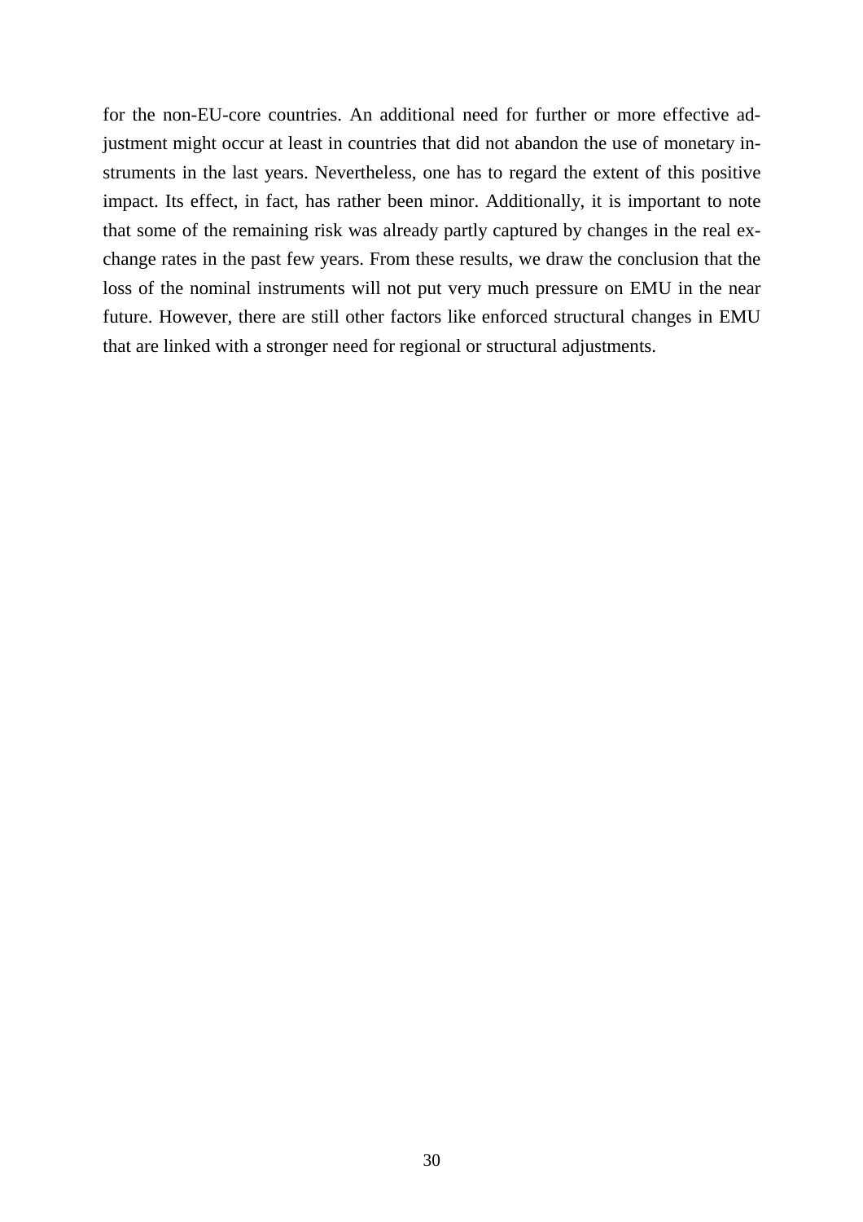for the non-EU-core countries. An additional need for further or more effective adjustment might occur at least in countries that did not abandon the use of monetary instruments in the last years. Nevertheless, one has to regard the extent of this positive impact. Its effect, in fact, has rather been minor. Additionally, it is important to note that some of the remaining risk was already partly captured by changes in the real exchange rates in the past few years. From these results, we draw the conclusion that the loss of the nominal instruments will not put very much pressure on EMU in the near future. However, there are still other factors like enforced structural changes in EMU that are linked with a stronger need for regional or structural adjustments.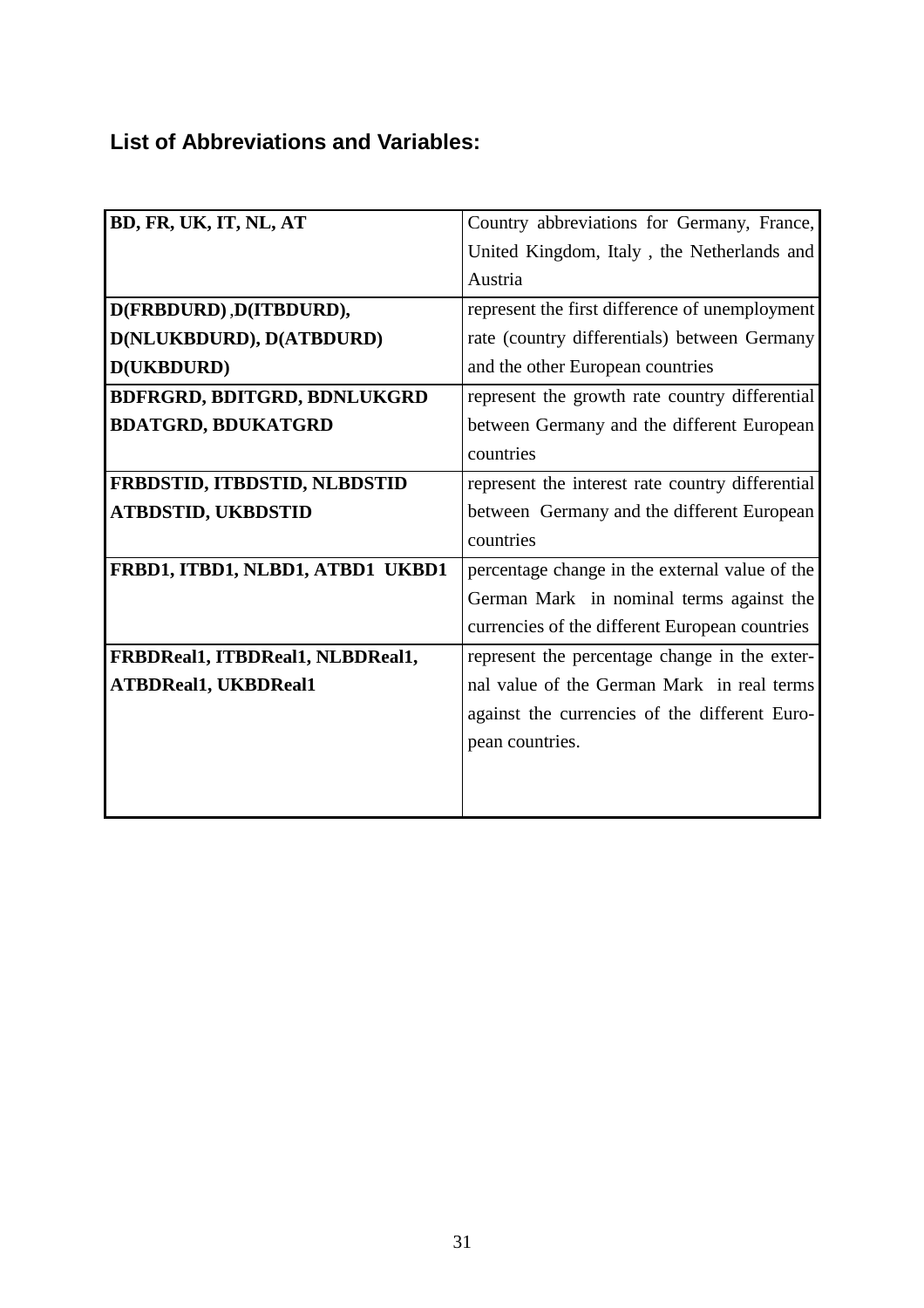## List of Abbreviations and Variables:

| | |
|---|---|
| **BD, FR, UK, IT, NL, AT** | Country abbreviations for Germany, France, United Kingdom, Italy , the Netherlands and Austria |
| **D(FRBDURD) ,D(ITBDURD), D(NLUKBDURD), D(ATBDURD) D(UKBDURD)** | represent the first difference of unemployment rate (country differentials) between Germany and the other European countries |
| **BDFRGRD, BDITGRD, BDNLUKGRD BDATGRD, BDUKATGRD** | represent the growth rate country differential between Germany and the different European countries |
| **FRBDSTID, ITBDSTID, NLBDSTID ATBDSTID, UKBDSTID** | represent the interest rate country differential between Germany and the different European countries |
| **FRBD1, ITBD1, NLBD1, ATBD1 UKBD1** | percentage change in the external value of the German Mark in nominal terms against the currencies of the different European countries |
| **FRBDReal1, ITBDReal1, NLBDReal1, ATBDReal1, UKBDReal1** | represent the percentage change in the external value of the German Mark in real terms against the currencies of the different European countries. |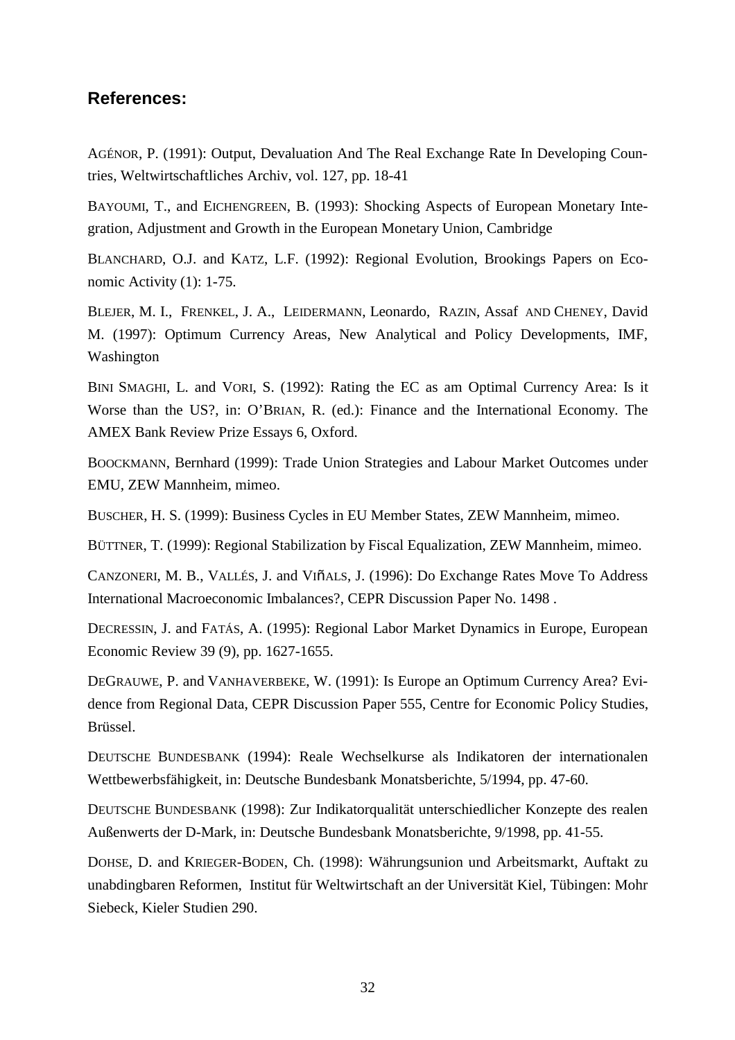## References:

AGÉNOR, P. (1991): Output, Devaluation And The Real Exchange Rate In Developing Countries, Weltwirtschaftliches Archiv, vol. 127, pp. 18-41

BAYOUMI, T., and EICHENGREEN, B. (1993): Shocking Aspects of European Monetary Integration, Adjustment and Growth in the European Monetary Union, Cambridge

BLANCHARD, O.J. and KATZ, L.F. (1992): Regional Evolution, Brookings Papers on Economic Activity (1): 1-75.

BLEJER, M. I., FRENKEL, J. A., LEIDERMANN, Leonardo, RAZIN, Assaf AND CHENEY, David M. (1997): Optimum Currency Areas, New Analytical and Policy Developments, IMF, Washington

BINI SMAGHI, L. and VORI, S. (1992): Rating the EC as am Optimal Currency Area: Is it Worse than the US?, in: O'BRIAN, R. (ed.): Finance and the International Economy. The AMEX Bank Review Prize Essays 6, Oxford.

BOOCKMANN, Bernhard (1999): Trade Union Strategies and Labour Market Outcomes under EMU, ZEW Mannheim, mimeo.

BUSCHER, H. S. (1999): Business Cycles in EU Member States, ZEW Mannheim, mimeo.

BÜTTNER, T. (1999): Regional Stabilization by Fiscal Equalization, ZEW Mannheim, mimeo.

CANZONERI, M. B., VALLÉS, J. and VIñALS, J. (1996): Do Exchange Rates Move To Address International Macroeconomic Imbalances?, CEPR Discussion Paper No. 1498 .

DECRESSIN, J. and FATÁS, A. (1995): Regional Labor Market Dynamics in Europe, European Economic Review 39 (9), pp. 1627-1655.

DEGRAUWE, P. and VANHAVERBEKE, W. (1991): Is Europe an Optimum Currency Area? Evidence from Regional Data, CEPR Discussion Paper 555, Centre for Economic Policy Studies, Brüssel.

DEUTSCHE BUNDESBANK (1994): Reale Wechselkurse als Indikatoren der internationalen Wettbewerbsfähigkeit, in: Deutsche Bundesbank Monatsberichte, 5/1994, pp. 47-60.

DEUTSCHE BUNDESBANK (1998): Zur Indikatorqualität unterschiedlicher Konzepte des realen Außenwerts der D-Mark, in: Deutsche Bundesbank Monatsberichte, 9/1998, pp. 41-55.

DOHSE, D. and KRIEGER-BODEN, Ch. (1998): Währungsunion und Arbeitsmarkt, Auftakt zu unabdingbaren Reformen, Institut für Weltwirtschaft an der Universität Kiel, Tübingen: Mohr Siebeck, Kieler Studien 290.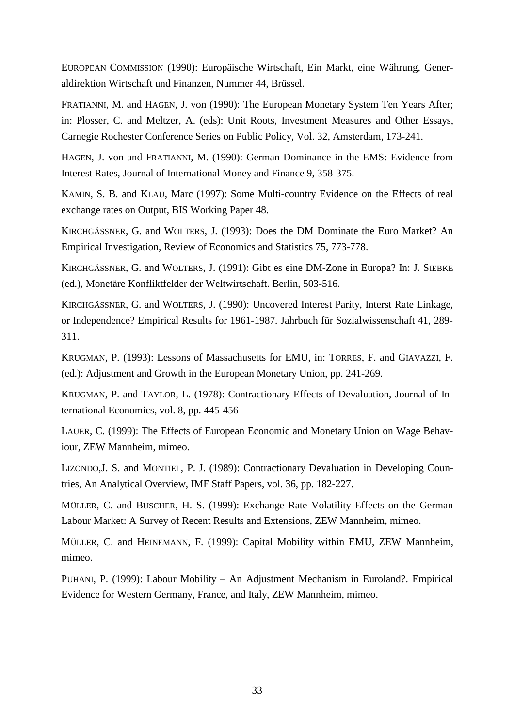EUROPEAN COMMISSION (1990): Europäische Wirtschaft, Ein Markt, eine Währung, Generaldirektion Wirtschaft und Finanzen, Nummer 44, Brüssel.

FRATIANNI, M. and HAGEN, J. von (1990): The European Monetary System Ten Years After; in: Plosser, C. and Meltzer, A. (eds): Unit Roots, Investment Measures and Other Essays, Carnegie Rochester Conference Series on Public Policy, Vol. 32, Amsterdam, 173-241.

HAGEN, J. von and FRATIANNI, M. (1990): German Dominance in the EMS: Evidence from Interest Rates, Journal of International Money and Finance 9, 358-375.

KAMIN, S. B. and KLAU, Marc (1997): Some Multi-country Evidence on the Effects of real exchange rates on Output, BIS Working Paper 48.

KIRCHGÄSSNER, G. and WOLTERS, J. (1993): Does the DM Dominate the Euro Market? An Empirical Investigation, Review of Economics and Statistics 75, 773-778.

KIRCHGÄSSNER, G. and WOLTERS, J. (1991): Gibt es eine DM-Zone in Europa? In: J. SIEBKE (ed.), Monetäre Konfliktfelder der Weltwirtschaft. Berlin, 503-516.

KIRCHGÄSSNER, G. and WOLTERS, J. (1990): Uncovered Interest Parity, Interst Rate Linkage, or Independence? Empirical Results for 1961-1987. Jahrbuch für Sozialwissenschaft 41, 289-311.

KRUGMAN, P. (1993): Lessons of Massachusetts for EMU, in: TORRES, F. and GIAVAZZI, F. (ed.): Adjustment and Growth in the European Monetary Union, pp. 241-269.

KRUGMAN, P. and TAYLOR, L. (1978): Contractionary Effects of Devaluation, Journal of International Economics, vol. 8, pp. 445-456

LAUER, C. (1999): The Effects of European Economic and Monetary Union on Wage Behaviour, ZEW Mannheim, mimeo.

LIZONDO,J. S. and MONTIEL, P. J. (1989): Contractionary Devaluation in Developing Countries, An Analytical Overview, IMF Staff Papers, vol. 36, pp. 182-227.

MÜLLER, C. and BUSCHER, H. S. (1999): Exchange Rate Volatility Effects on the German Labour Market: A Survey of Recent Results and Extensions, ZEW Mannheim, mimeo.

MÜLLER, C. and HEINEMANN, F. (1999): Capital Mobility within EMU, ZEW Mannheim, mimeo.

PUHANI, P. (1999): Labour Mobility – An Adjustment Mechanism in Euroland?. Empirical Evidence for Western Germany, France, and Italy, ZEW Mannheim, mimeo.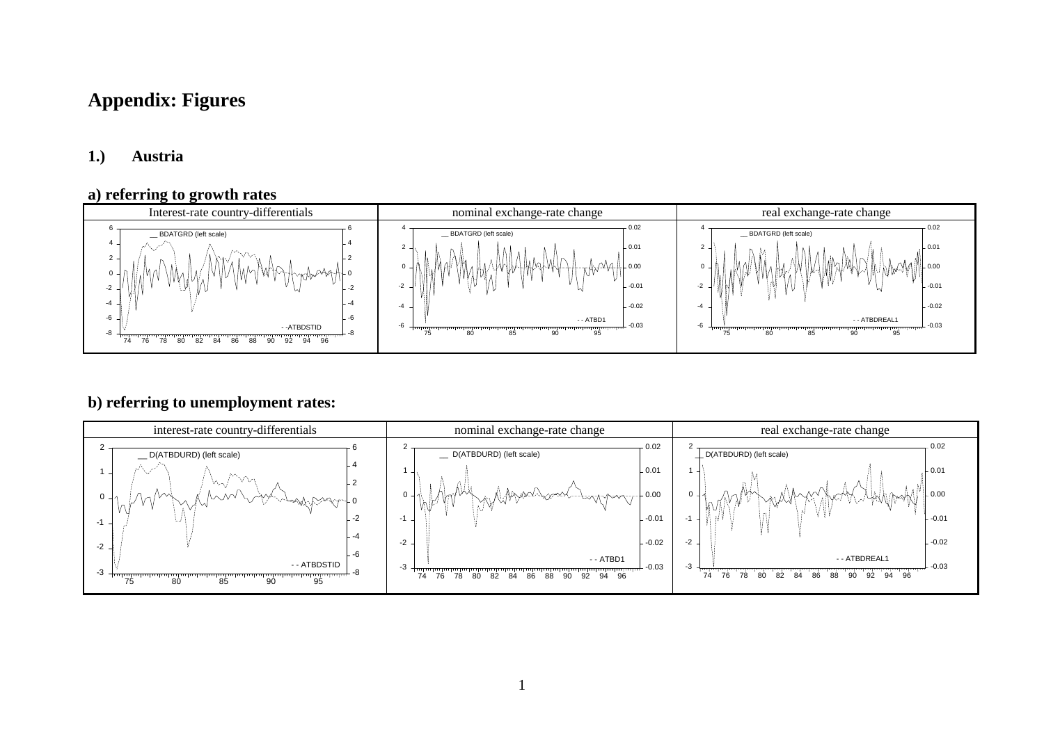# Appendix: Figures

## 1.) Austria

### a) referring to growth rates

| Interest-rate country-differentials | nominal exchange-rate change | real exchange-rate change |
|---|---|---|
| __ BDATGRD (left scale) / - -ATBDSTID | __ BDATGRD (left scale) / - - ATBD1 | __ BDATGRD (left scale) / - - ATBDREAL1 |

### b) referring to unemployment rates:

| interest-rate country-differentials | nominal exchange-rate change | real exchange-rate change |
|---|---|---|
| __ D(ATBDURD) (left scale) / - - ATBDSTID | __ D(ATBDURD) (left scale) / - - ATBD1 | __ D(ATBDURD) (left scale) / - - ATBDREAL1 |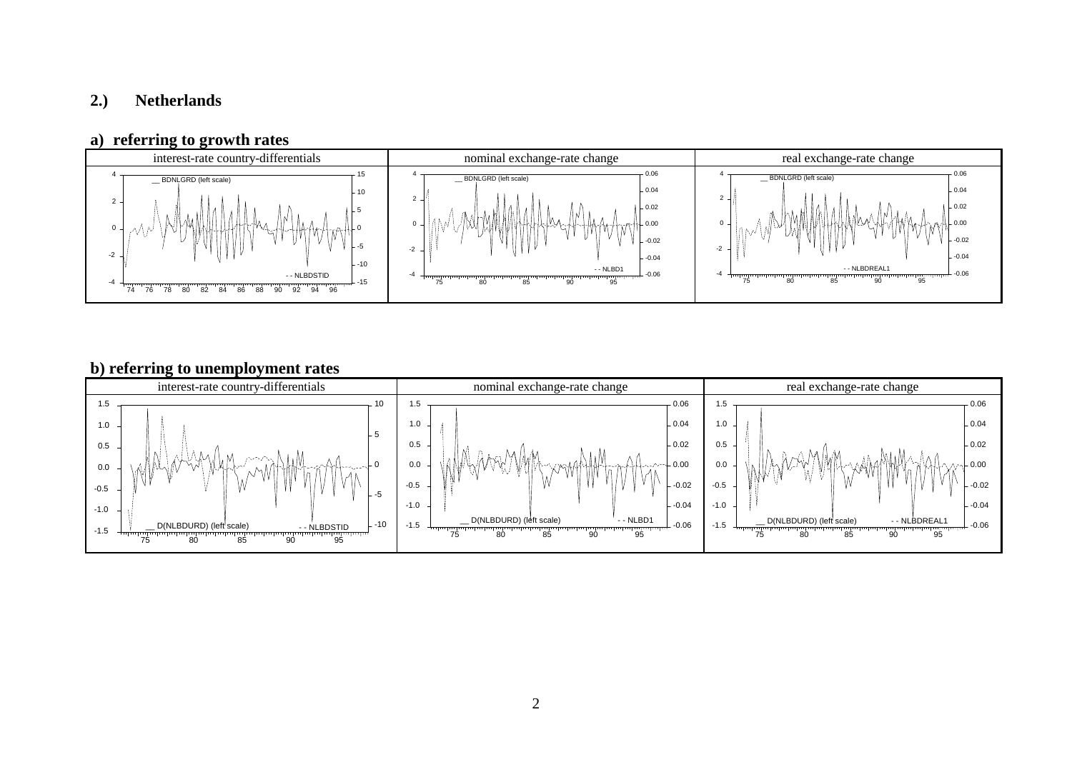## 2.) Netherlands

### a) referring to growth rates

| interest-rate country-differentials | nominal exchange-rate change | real exchange-rate change |
|---|---|---|
| __ BDNLGRD (left scale) - - NLBDSTID | __ BDNLGRD (left scale) - - NLBD1 | __ BDNLGRD (left scale) - - NLBDREAL1 |

### b) referring to unemployment rates

| interest-rate country-differentials | nominal exchange-rate change | real exchange-rate change |
|---|---|---|
| __ D(NLBDURD) (left scale) - - NLBDSTID | __ D(NLBDURD) (left scale) - - NLBD1 | __ D(NLBDURD) (left scale) - - NLBDREAL1 |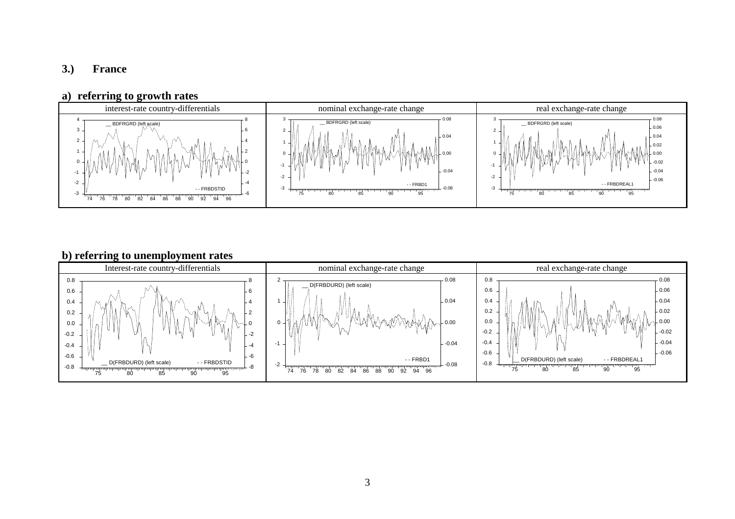### 3.) France

#### a) referring to growth rates

| interest-rate country-differentials | nominal exchange-rate change | real exchange-rate change |
|---|---|---|
| __ BDFRGRD (left scale) - - FRBDSTID | __ BDFRGRD (left scale) - - FRBD1 | __ BDFRGRD (left scale) - - FRBDREAL1 |

#### b) referring to unemployment rates

| Interest-rate country-differentials | nominal exchange-rate change | real exchange-rate change |
|---|---|---|
| __ D(FRBDURD) (left scale) - - FRBDSTID | __ D(FRBDURD) (left scale) - - FRBD1 | __ D(FRBDURD) (left scale) - - FRBDREAL1 |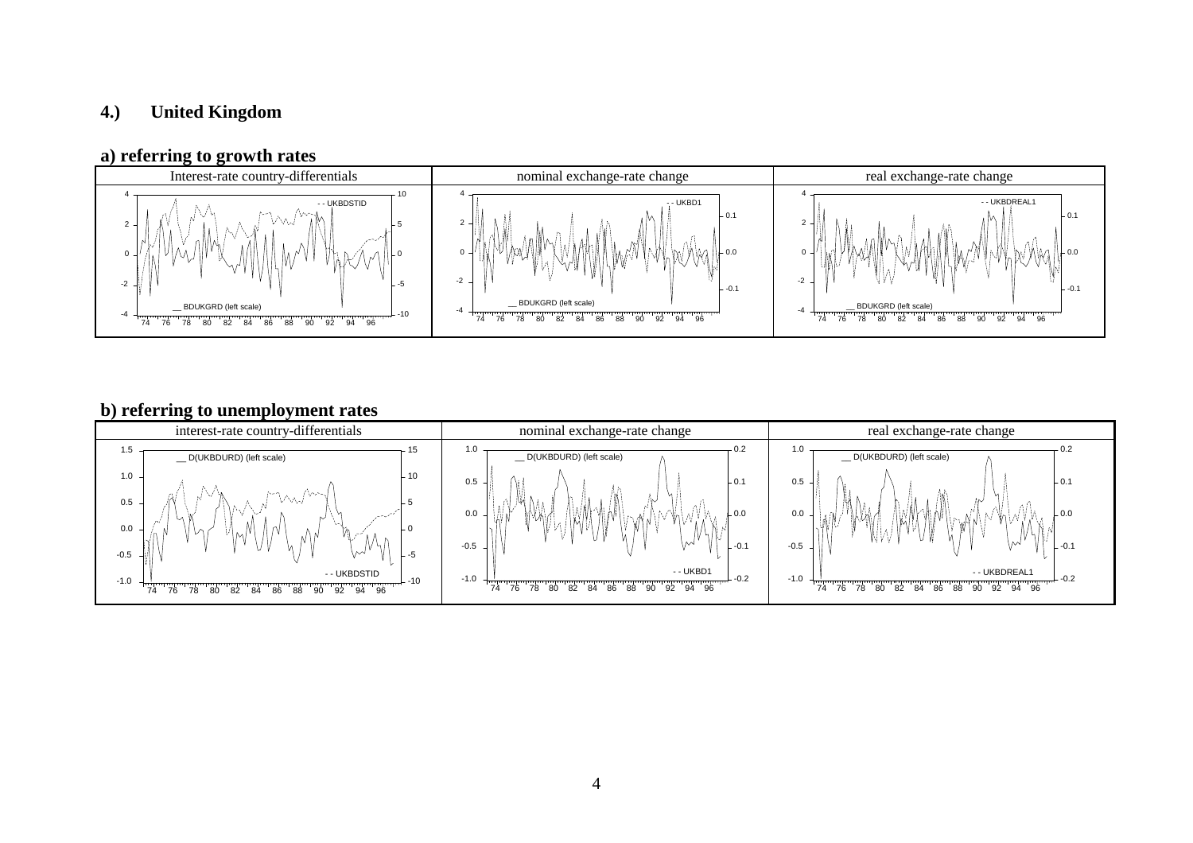## 4.) United Kingdom

### a) referring to growth rates

| Interest-rate country-differentials | nominal exchange-rate change | real exchange-rate change |
| --- | --- | --- |
| __ BDUKGRD (left scale)<br>- - UKBDSTID | __ BDUKGRD (left scale)<br>- - UKBD1 | __ BDUKGRD (left scale)<br>- - UKBDREAL1 |

### b) referring to unemployment rates

| interest-rate country-differentials | nominal exchange-rate change | real exchange-rate change |
| --- | --- | --- |
| __ D(UKBDURD) (left scale)<br>- - UKBDSTID | __ D(UKBDURD) (left scale)<br>- - UKBD1 | __ D(UKBDURD) (left scale)<br>- - UKBDREAL1 |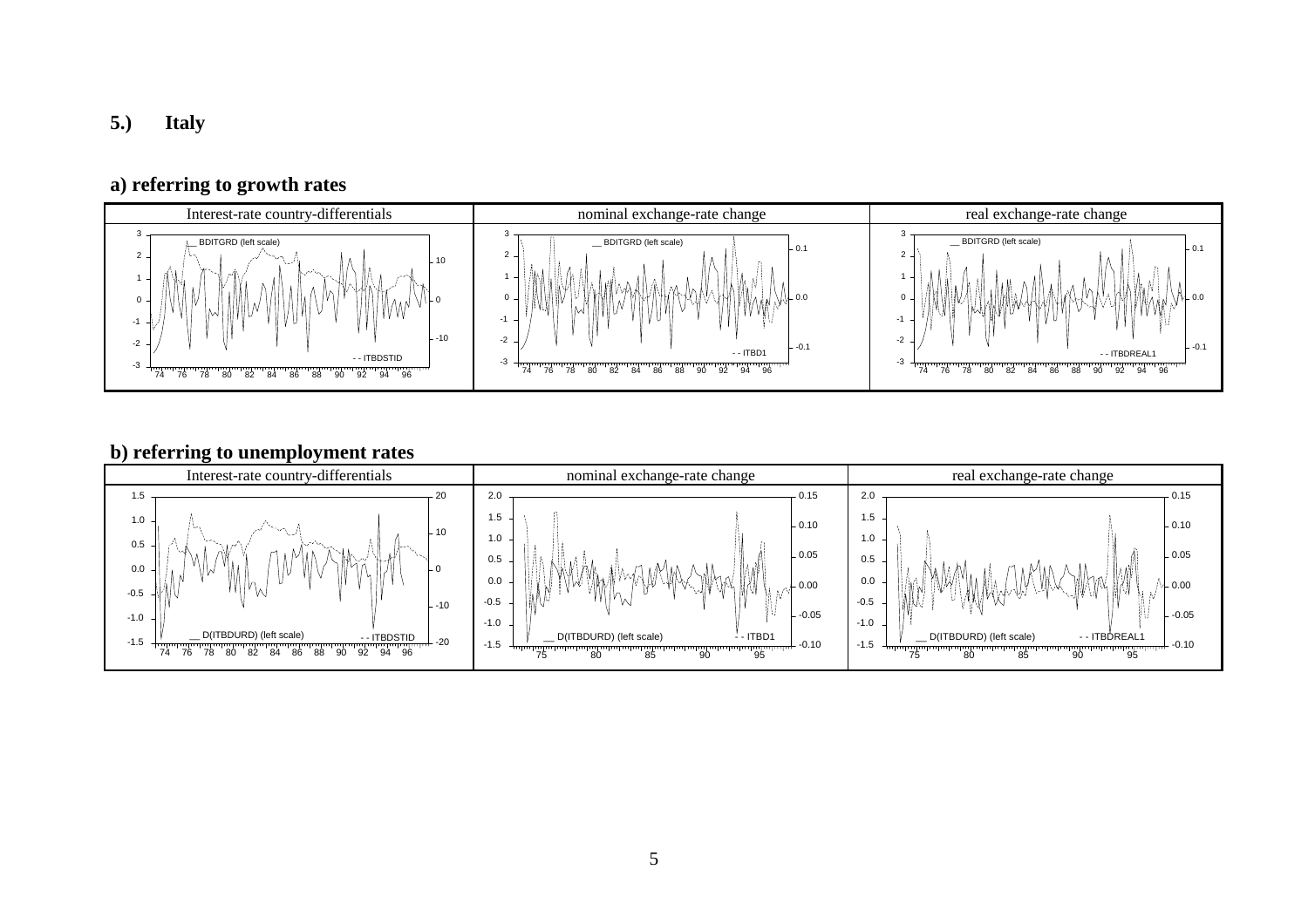### 5.) Italy

#### a) referring to growth rates

| Interest-rate country-differentials | nominal exchange-rate change | real exchange-rate change |
|---|---|---|

Interest-rate country-differentials:
3
2
1
0
-1
-2
-3
__ BDITGRD (left scale)
10
0
-10
- - ITBDSTID
74 76 78 80 82 84 86 88 90 92 94 96

nominal exchange-rate change:
3
2
1
0
-1
-2
-3
__ BDITGRD (left scale)
0.1
0.0
-0.1
- - ITBD1
74 76 78 80 82 84 86 88 90 92 94 96

real exchange-rate change:
3
2
1
0
-1
-2
-3
__ BDITGRD (left scale)
0.1
0.0
-0.1
- - ITBDREAL1
74 76 78 80 82 84 86 88 90 92 94 96

#### b) referring to unemployment rates

| Interest-rate country-differentials | nominal exchange-rate change | real exchange-rate change |
|---|---|---|

Interest-rate country-differentials:
1.5
1.0
0.5
0.0
-0.5
-1.0
-1.5
20
10
0
-10
-20
__ D(ITBDURD) (left scale)
- - ITBDSTID
74 76 78 80 82 84 86 88 90 92 94 96

nominal exchange-rate change:
2.0
1.5
1.0
0.5
0.0
-0.5
-1.0
-1.5
0.15
0.10
0.05
0.00
-0.05
-0.10
__ D(ITBDURD) (left scale)
- - ITBD1
75 80 85 90 95

real exchange-rate change:
2.0
1.5
1.0
0.5
0.0
-0.5
-1.0
-1.5
0.15
0.10
0.05
0.00
-0.05
-0.10
__ D(ITBDURD) (left scale)
- - ITBDREAL1
75 80 85 90 95